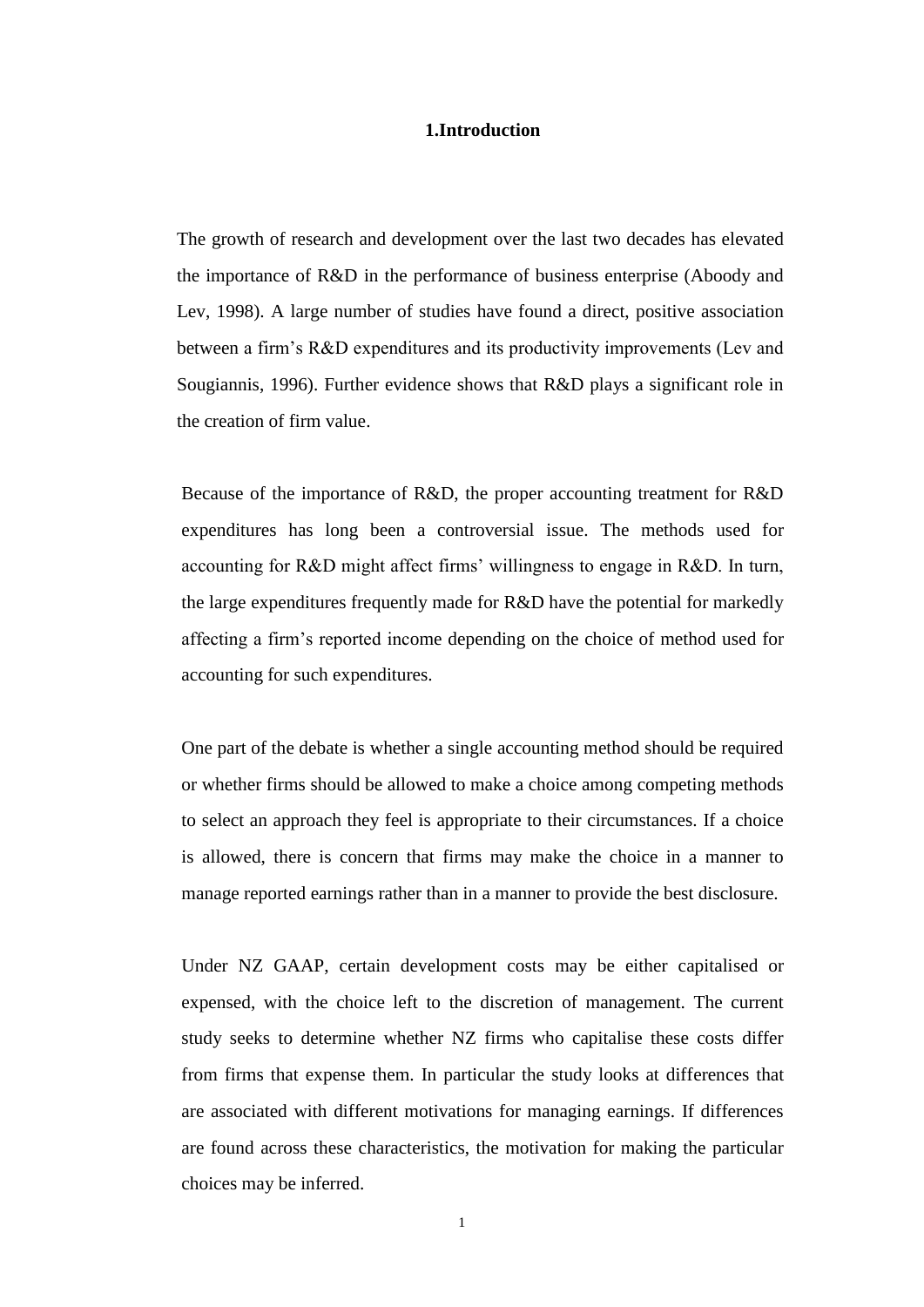# 1.Introduction

The growth of research and development over the last two decades has elevated the importance of R&D in the performance of business enterprise (Aboody and Lev, 1998). A large number of studies have found a direct, positive association between a firm's R&D expenditures and its productivity improvements (Lev and Sougiannis, 1996). Further evidence shows that R&D plays a significant role in the creation of firm value.

Because of the importance of R&D, the proper accounting treatment for R&D expenditures has long been a controversial issue. The methods used for accounting for R&D might affect firms' willingness to engage in R&D. In turn, the large expenditures frequently made for R&D have the potential for markedly affecting a firm's reported income depending on the choice of method used for accounting for such expenditures.

One part of the debate is whether a single accounting method should be required or whether firms should be allowed to make a choice among competing methods to select an approach they feel is appropriate to their circumstances. If a choice is allowed, there is concern that firms may make the choice in a manner to manage reported earnings rather than in a manner to provide the best disclosure.

Under NZ GAAP, certain development costs may be either capitalised or expensed, with the choice left to the discretion of management. The current study seeks to determine whether NZ firms who capitalise these costs differ from firms that expense them. In particular the study looks at differences that are associated with different motivations for managing earnings. If differences are found across these characteristics, the motivation for making the particular choices may be inferred.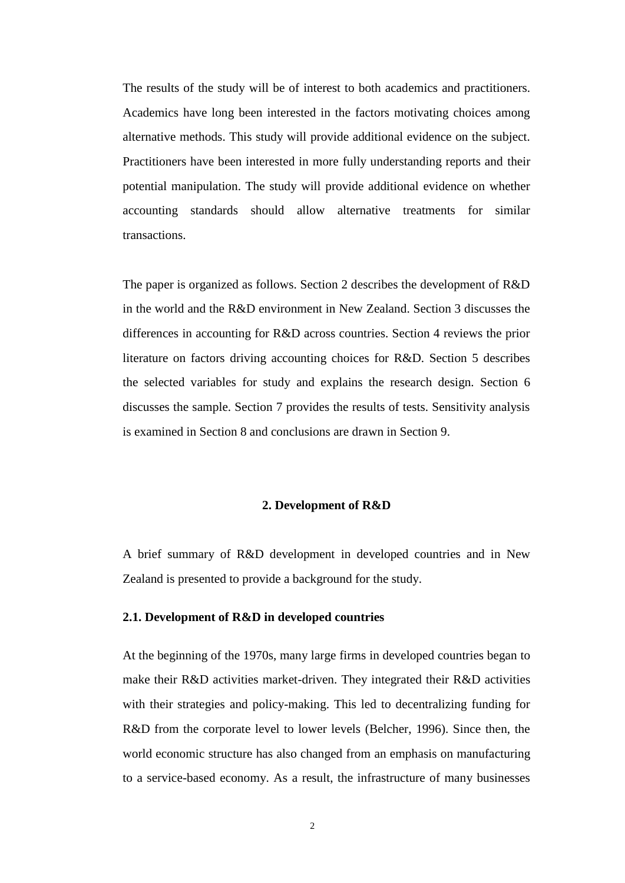The results of the study will be of interest to both academics and practitioners. Academics have long been interested in the factors motivating choices among alternative methods. This study will provide additional evidence on the subject. Practitioners have been interested in more fully understanding reports and their potential manipulation. The study will provide additional evidence on whether accounting standards should allow alternative treatments for similar transactions.

The paper is organized as follows. Section 2 describes the development of R&D in the world and the R&D environment in New Zealand. Section 3 discusses the differences in accounting for R&D across countries. Section 4 reviews the prior literature on factors driving accounting choices for R&D. Section 5 describes the selected variables for study and explains the research design. Section 6 discusses the sample. Section 7 provides the results of tests. Sensitivity analysis is examined in Section 8 and conclusions are drawn in Section 9.

## 2. Development of R&D

A brief summary of R&D development in developed countries and in New Zealand is presented to provide a background for the study.

### 2.1. Development of R&D in developed countries

At the beginning of the 1970s, many large firms in developed countries began to make their R&D activities market-driven. They integrated their R&D activities with their strategies and policy-making. This led to decentralizing funding for R&D from the corporate level to lower levels (Belcher, 1996). Since then, the world economic structure has also changed from an emphasis on manufacturing to a service-based economy. As a result, the infrastructure of many businesses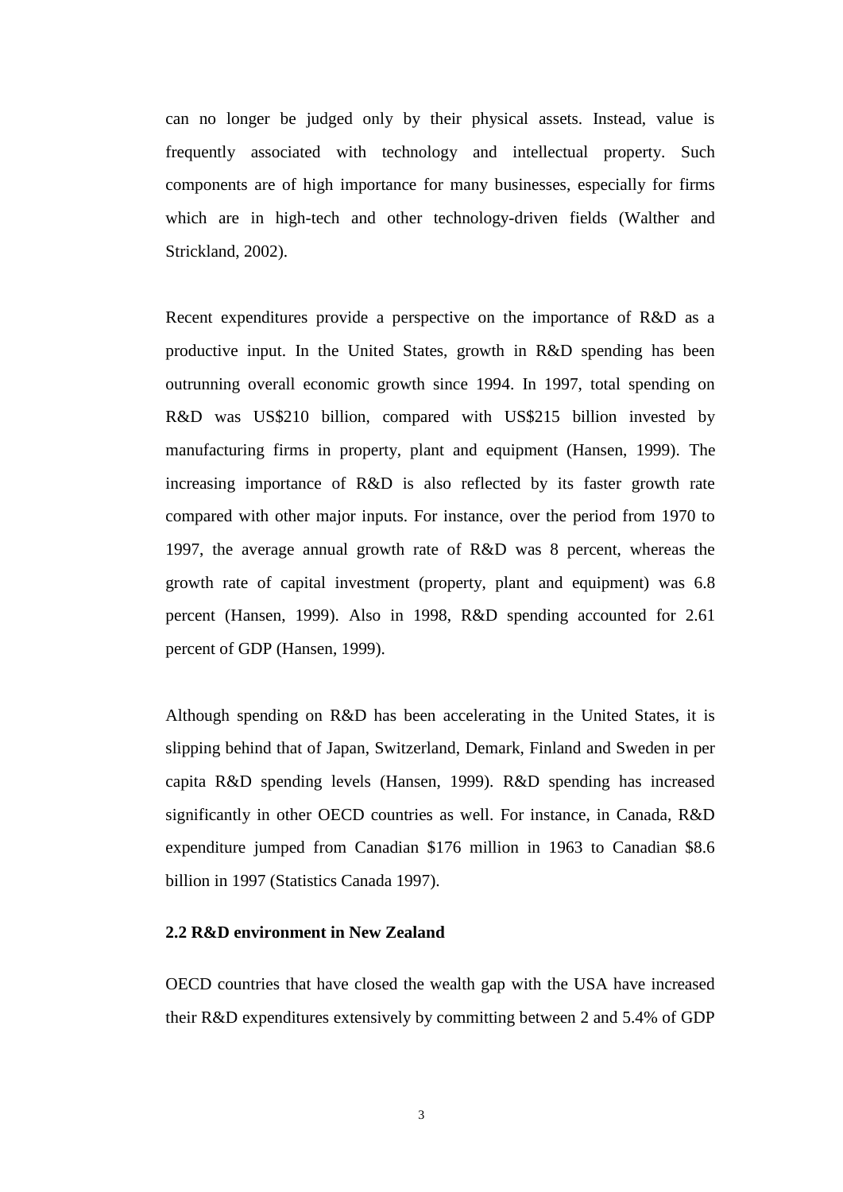can no longer be judged only by their physical assets. Instead, value is frequently associated with technology and intellectual property. Such components are of high importance for many businesses, especially for firms which are in high-tech and other technology-driven fields (Walther and Strickland, 2002).

Recent expenditures provide a perspective on the importance of R&D as a productive input. In the United States, growth in R&D spending has been outrunning overall economic growth since 1994. In 1997, total spending on R&D was US$210 billion, compared with US$215 billion invested by manufacturing firms in property, plant and equipment (Hansen, 1999). The increasing importance of R&D is also reflected by its faster growth rate compared with other major inputs. For instance, over the period from 1970 to 1997, the average annual growth rate of R&D was 8 percent, whereas the growth rate of capital investment (property, plant and equipment) was 6.8 percent (Hansen, 1999). Also in 1998, R&D spending accounted for 2.61 percent of GDP (Hansen, 1999).

Although spending on R&D has been accelerating in the United States, it is slipping behind that of Japan, Switzerland, Demark, Finland and Sweden in per capita R&D spending levels (Hansen, 1999). R&D spending has increased significantly in other OECD countries as well. For instance, in Canada, R&D expenditure jumped from Canadian $176 million in 1963 to Canadian $8.6 billion in 1997 (Statistics Canada 1997).

**2.2 R&D environment in New Zealand**

OECD countries that have closed the wealth gap with the USA have increased their R&D expenditures extensively by committing between 2 and 5.4% of GDP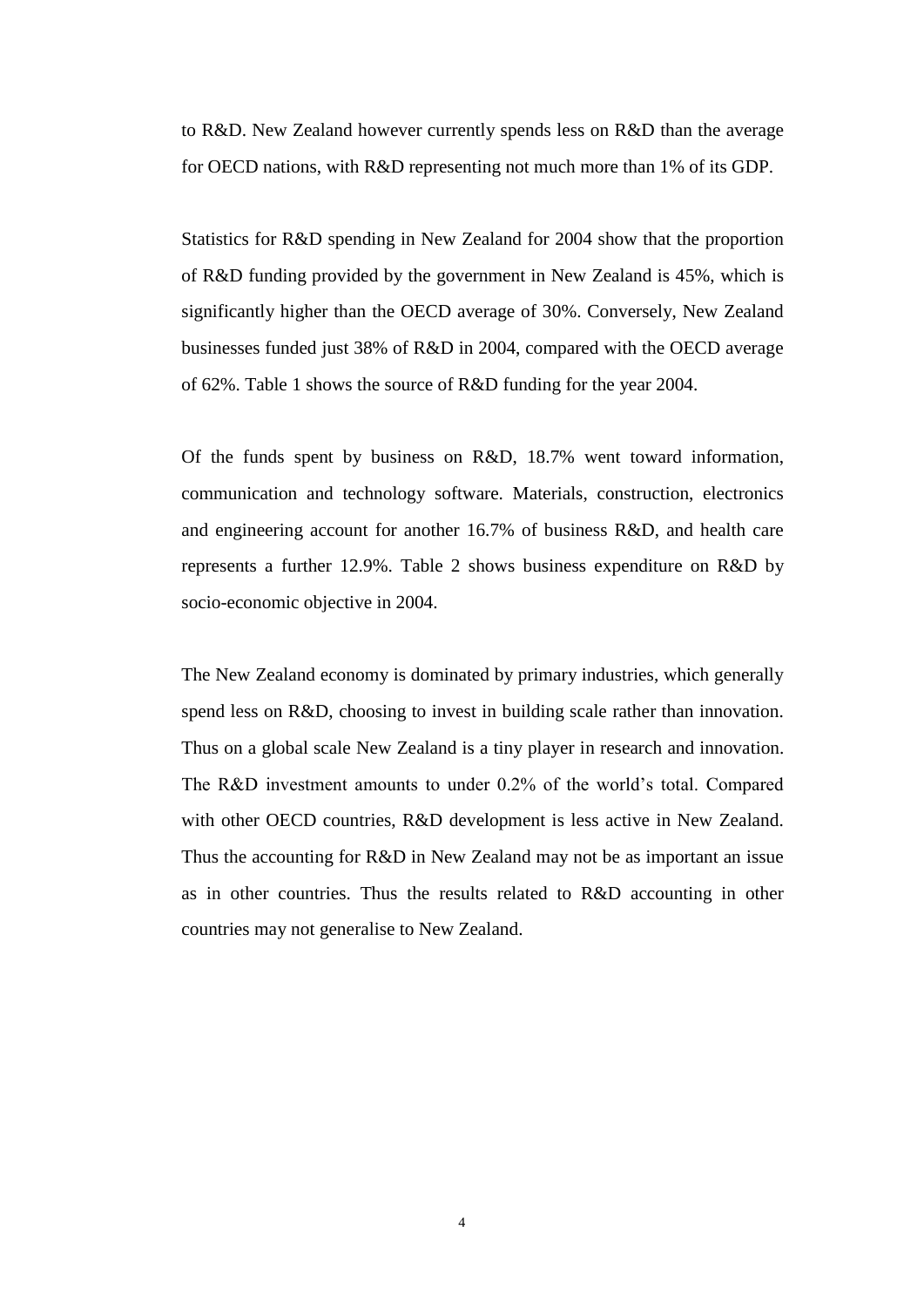to R&D. New Zealand however currently spends less on R&D than the average for OECD nations, with R&D representing not much more than 1% of its GDP.

Statistics for R&D spending in New Zealand for 2004 show that the proportion of R&D funding provided by the government in New Zealand is 45%, which is significantly higher than the OECD average of 30%. Conversely, New Zealand businesses funded just 38% of R&D in 2004, compared with the OECD average of 62%. Table 1 shows the source of R&D funding for the year 2004.

Of the funds spent by business on R&D, 18.7% went toward information, communication and technology software. Materials, construction, electronics and engineering account for another 16.7% of business R&D, and health care represents a further 12.9%. Table 2 shows business expenditure on R&D by socio-economic objective in 2004.

The New Zealand economy is dominated by primary industries, which generally spend less on R&D, choosing to invest in building scale rather than innovation. Thus on a global scale New Zealand is a tiny player in research and innovation. The R&D investment amounts to under 0.2% of the world's total. Compared with other OECD countries, R&D development is less active in New Zealand. Thus the accounting for R&D in New Zealand may not be as important an issue as in other countries. Thus the results related to R&D accounting in other countries may not generalise to New Zealand.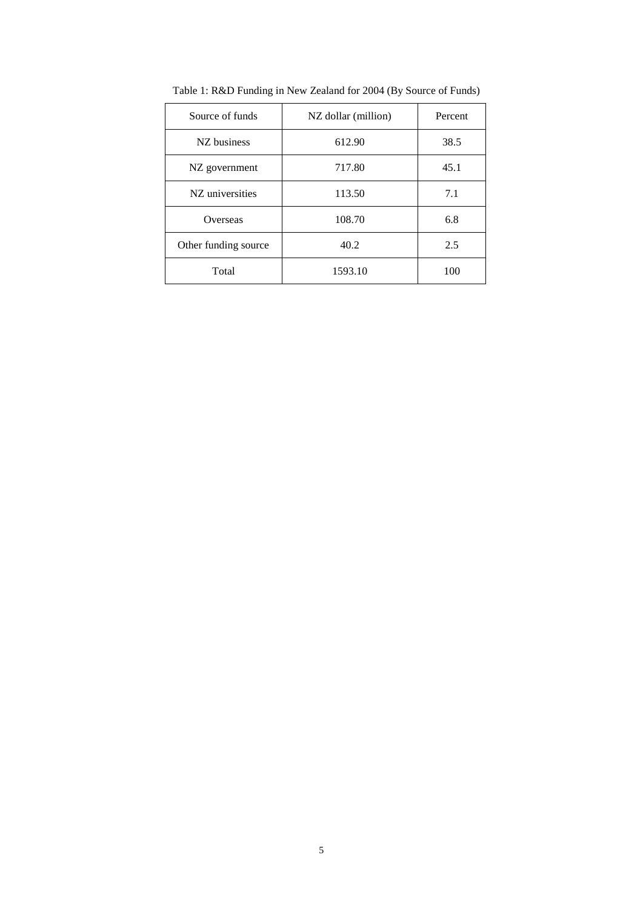Table 1: R&D Funding in New Zealand for 2004 (By Source of Funds)

| Source of funds | NZ dollar (million) | Percent |
|---|---|---|
| NZ business | 612.90 | 38.5 |
| NZ government | 717.80 | 45.1 |
| NZ universities | 113.50 | 7.1 |
| Overseas | 108.70 | 6.8 |
| Other funding source | 40.2 | 2.5 |
| Total | 1593.10 | 100 |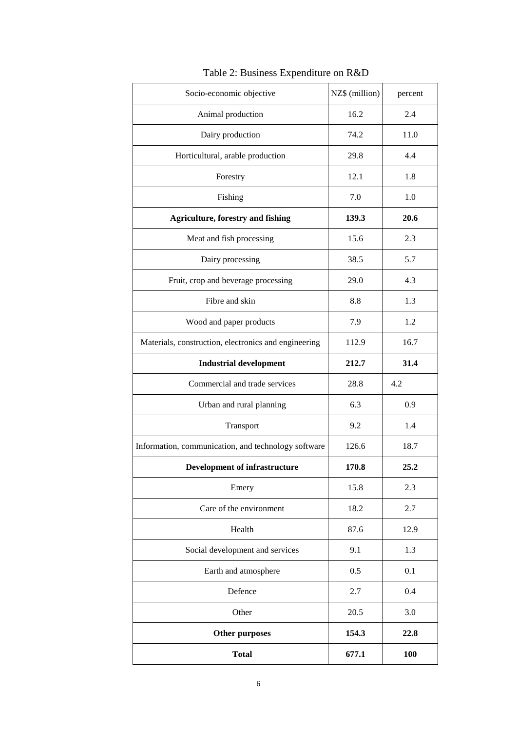Table 2: Business Expenditure on R&D

| Socio-economic objective | NZ$ (million) | percent |
|---|---|---|
| Animal production | 16.2 | 2.4 |
| Dairy production | 74.2 | 11.0 |
| Horticultural, arable production | 29.8 | 4.4 |
| Forestry | 12.1 | 1.8 |
| Fishing | 7.0 | 1.0 |
| **Agriculture, forestry and fishing** | **139.3** | **20.6** |
| Meat and fish processing | 15.6 | 2.3 |
| Dairy processing | 38.5 | 5.7 |
| Fruit, crop and beverage processing | 29.0 | 4.3 |
| Fibre and skin | 8.8 | 1.3 |
| Wood and paper products | 7.9 | 1.2 |
| Materials, construction, electronics and engineering | 112.9 | 16.7 |
| **Industrial development** | **212.7** | **31.4** |
| Commercial and trade services | 28.8 | 4.2 |
| Urban and rural planning | 6.3 | 0.9 |
| Transport | 9.2 | 1.4 |
| Information, communication, and technology software | 126.6 | 18.7 |
| **Development of infrastructure** | **170.8** | **25.2** |
| Emery | 15.8 | 2.3 |
| Care of the environment | 18.2 | 2.7 |
| Health | 87.6 | 12.9 |
| Social development and services | 9.1 | 1.3 |
| Earth and atmosphere | 0.5 | 0.1 |
| Defence | 2.7 | 0.4 |
| Other | 20.5 | 3.0 |
| **Other purposes** | **154.3** | **22.8** |
| **Total** | **677.1** | **100** |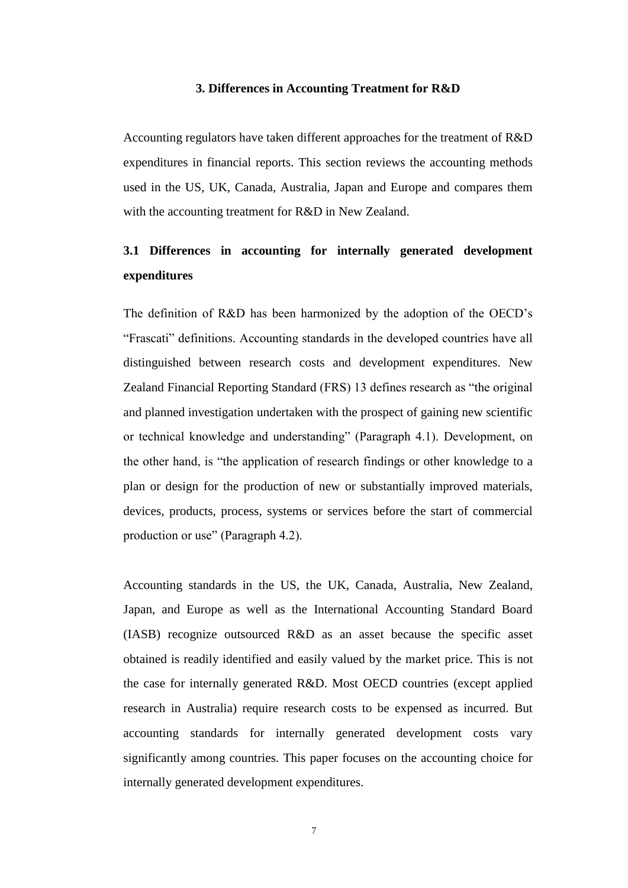## 3. Differences in Accounting Treatment for R&D

Accounting regulators have taken different approaches for the treatment of R&D expenditures in financial reports. This section reviews the accounting methods used in the US, UK, Canada, Australia, Japan and Europe and compares them with the accounting treatment for R&D in New Zealand.

### 3.1 Differences in accounting for internally generated development expenditures

The definition of R&D has been harmonized by the adoption of the OECD's "Frascati" definitions. Accounting standards in the developed countries have all distinguished between research costs and development expenditures. New Zealand Financial Reporting Standard (FRS) 13 defines research as "the original and planned investigation undertaken with the prospect of gaining new scientific or technical knowledge and understanding" (Paragraph 4.1). Development, on the other hand, is "the application of research findings or other knowledge to a plan or design for the production of new or substantially improved materials, devices, products, process, systems or services before the start of commercial production or use" (Paragraph 4.2).

Accounting standards in the US, the UK, Canada, Australia, New Zealand, Japan, and Europe as well as the International Accounting Standard Board (IASB) recognize outsourced R&D as an asset because the specific asset obtained is readily identified and easily valued by the market price. This is not the case for internally generated R&D. Most OECD countries (except applied research in Australia) require research costs to be expensed as incurred. But accounting standards for internally generated development costs vary significantly among countries. This paper focuses on the accounting choice for internally generated development expenditures.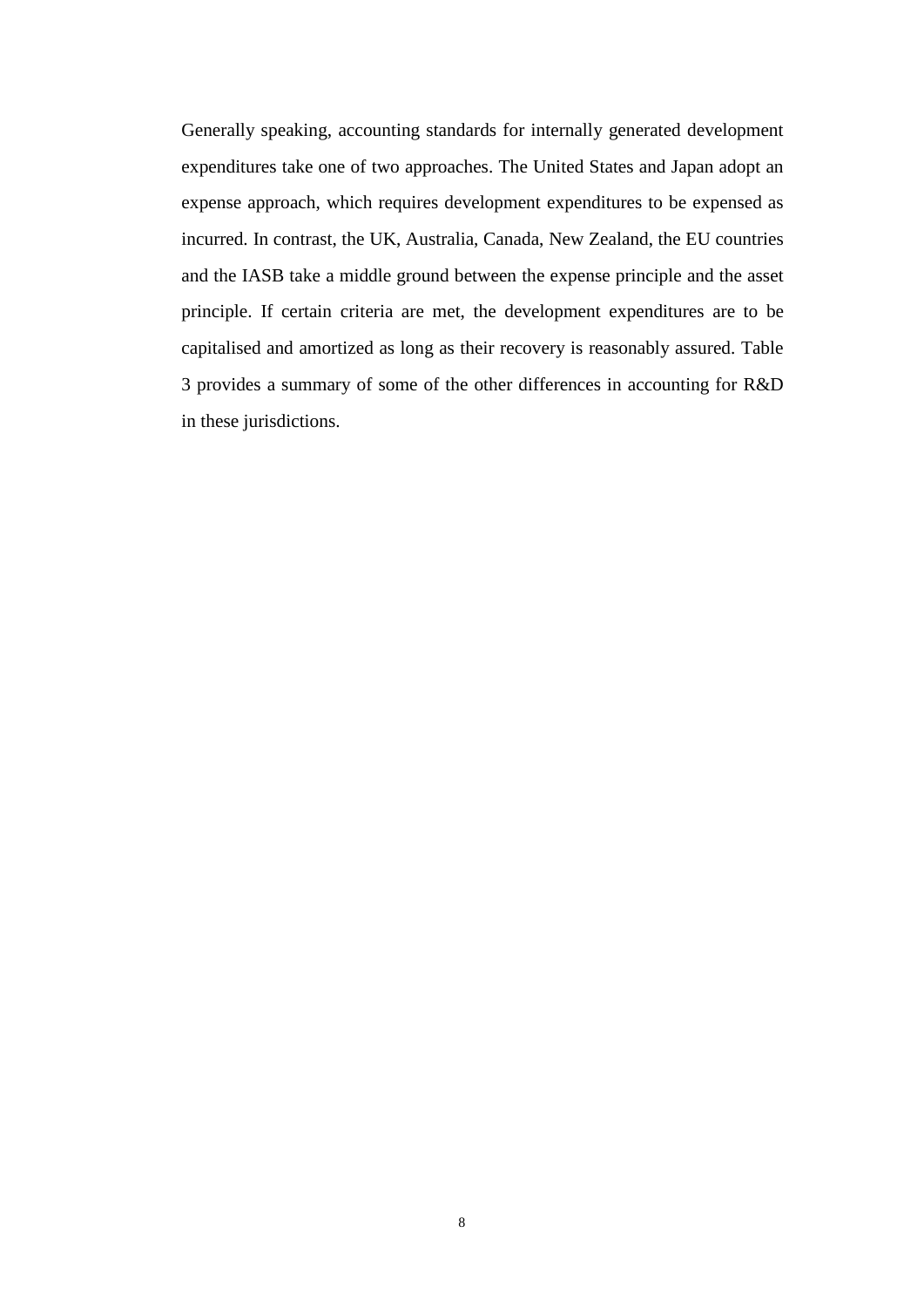Generally speaking, accounting standards for internally generated development expenditures take one of two approaches. The United States and Japan adopt an expense approach, which requires development expenditures to be expensed as incurred. In contrast, the UK, Australia, Canada, New Zealand, the EU countries and the IASB take a middle ground between the expense principle and the asset principle. If certain criteria are met, the development expenditures are to be capitalised and amortized as long as their recovery is reasonably assured. Table 3 provides a summary of some of the other differences in accounting for R&D in these jurisdictions.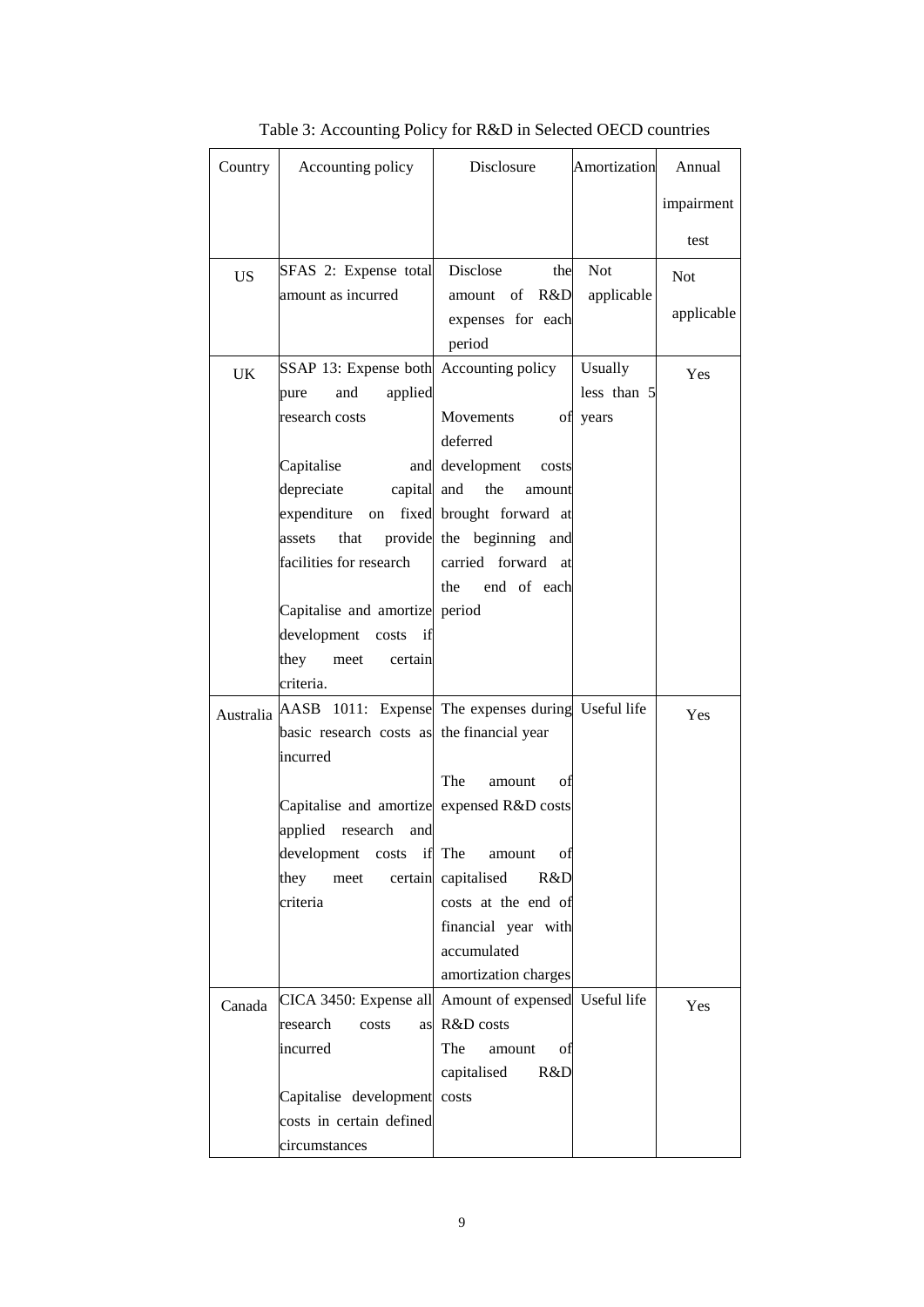Table 3: Accounting Policy for R&D in Selected OECD countries

| Country | Accounting policy | Disclosure | Amortization | Annual impairment test |
|---|---|---|---|---|
| US | SFAS 2: Expense total amount as incurred | Disclose the amount of R&D expenses for each period | Not applicable | Not applicable |
| UK | SSAP 13: Expense both pure and applied research costs<br><br>Capitalise and depreciate capital expenditure on fixed assets that provide facilities for research<br><br>Capitalise and amortize development costs if they meet certain criteria. | Accounting policy<br><br>Movements of deferred development costs and the amount brought forward at the beginning and carried forward at the end of each period | Usually less than 5 years | Yes |
| Australia | AASB 1011: Expense basic research costs as incurred<br><br>Capitalise and amortize applied research and development costs if they meet certain criteria | The expenses during the financial year<br><br>The amount of expensed R&D costs<br><br>The amount of capitalised R&D costs at the end of financial year with accumulated amortization charges | Useful life | Yes |
| Canada | CICA 3450: Expense all research costs as incurred<br><br>Capitalise development costs in certain defined circumstances | Amount of expensed R&D costs<br>The amount of capitalised R&D costs | Useful life | Yes |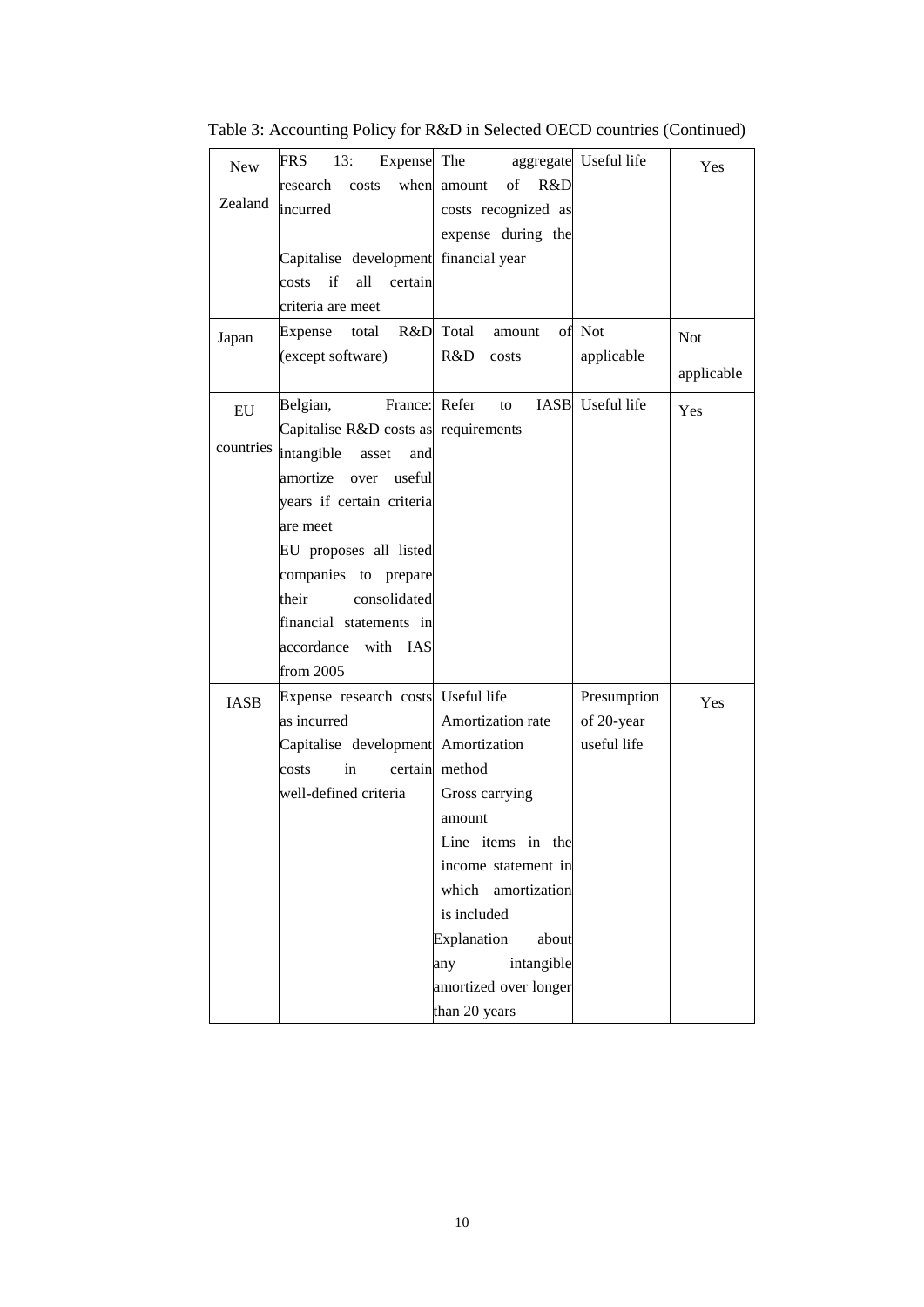Table 3: Accounting Policy for R&D in Selected OECD countries (Continued)

| | | | | |
|---|---|---|---|---|
| New Zealand | FRS 13: Expense research costs when incurred<br><br>Capitalise development costs if all certain criteria are meet | The aggregate amount of R&D costs recognized as expense during the financial year | Useful life | Yes |
| Japan | Expense total R&D (except software) | Total amount of R&D costs | Not applicable | Not applicable |
| EU countries | Belgian, France: Capitalise R&D costs as intangible asset and amortize over useful years if certain criteria are meet<br>EU proposes all listed companies to prepare their consolidated financial statements in accordance with IAS from 2005 | Refer to IASB requirements | Useful life | Yes |
| IASB | Expense research costs as incurred<br>Capitalise development costs in certain well-defined criteria | Useful life<br>Amortization rate<br>Amortization method<br>Gross carrying amount<br>Line items in the income statement in which amortization is included<br>Explanation about any intangible amortized over longer than 20 years | Presumption of 20-year useful life | Yes |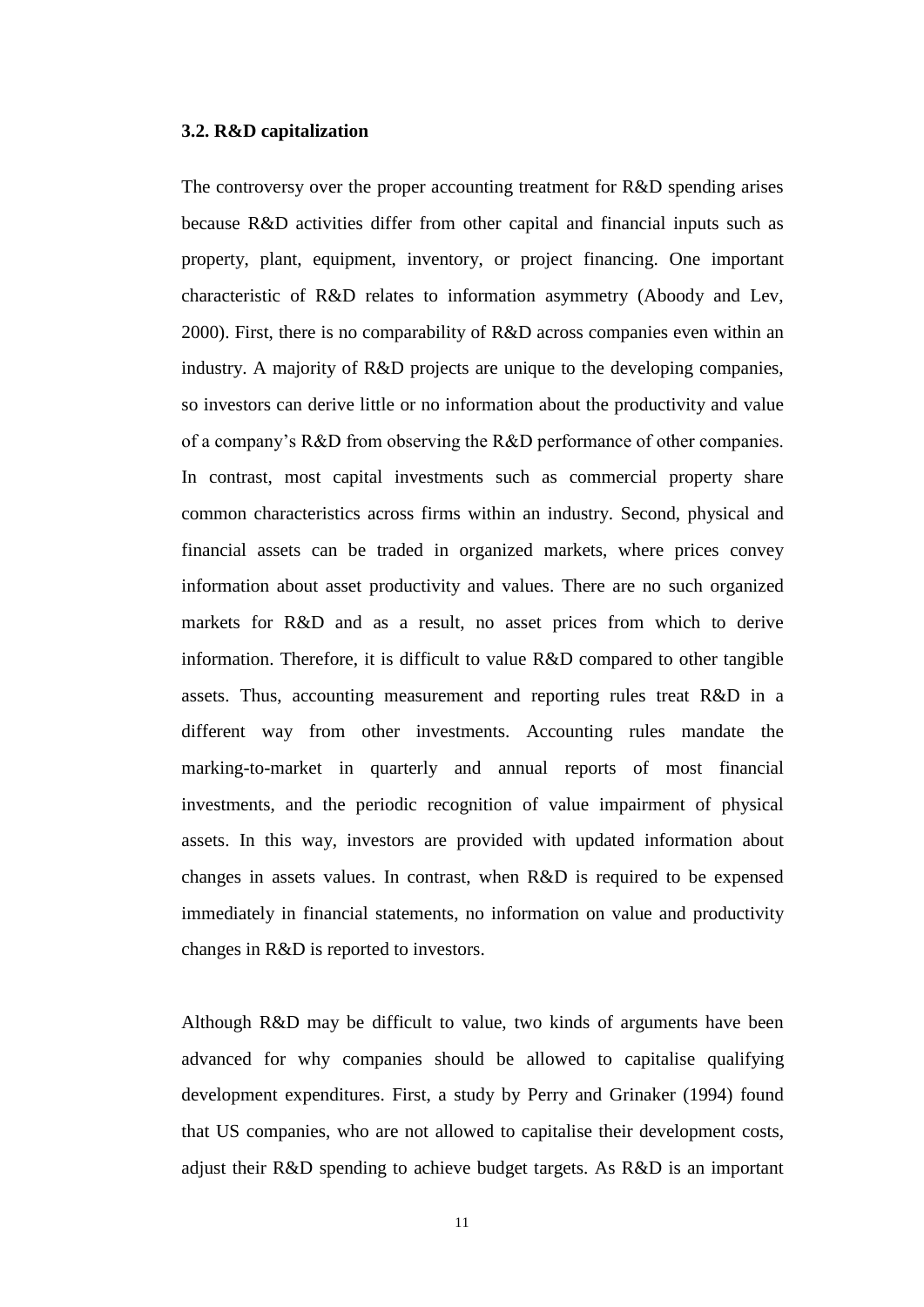### 3.2. R&D capitalization

The controversy over the proper accounting treatment for R&D spending arises because R&D activities differ from other capital and financial inputs such as property, plant, equipment, inventory, or project financing. One important characteristic of R&D relates to information asymmetry (Aboody and Lev, 2000). First, there is no comparability of R&D across companies even within an industry. A majority of R&D projects are unique to the developing companies, so investors can derive little or no information about the productivity and value of a company's R&D from observing the R&D performance of other companies. In contrast, most capital investments such as commercial property share common characteristics across firms within an industry. Second, physical and financial assets can be traded in organized markets, where prices convey information about asset productivity and values. There are no such organized markets for R&D and as a result, no asset prices from which to derive information. Therefore, it is difficult to value R&D compared to other tangible assets. Thus, accounting measurement and reporting rules treat R&D in a different way from other investments. Accounting rules mandate the marking-to-market in quarterly and annual reports of most financial investments, and the periodic recognition of value impairment of physical assets. In this way, investors are provided with updated information about changes in assets values. In contrast, when R&D is required to be expensed immediately in financial statements, no information on value and productivity changes in R&D is reported to investors.

Although R&D may be difficult to value, two kinds of arguments have been advanced for why companies should be allowed to capitalise qualifying development expenditures. First, a study by Perry and Grinaker (1994) found that US companies, who are not allowed to capitalise their development costs, adjust their R&D spending to achieve budget targets. As R&D is an important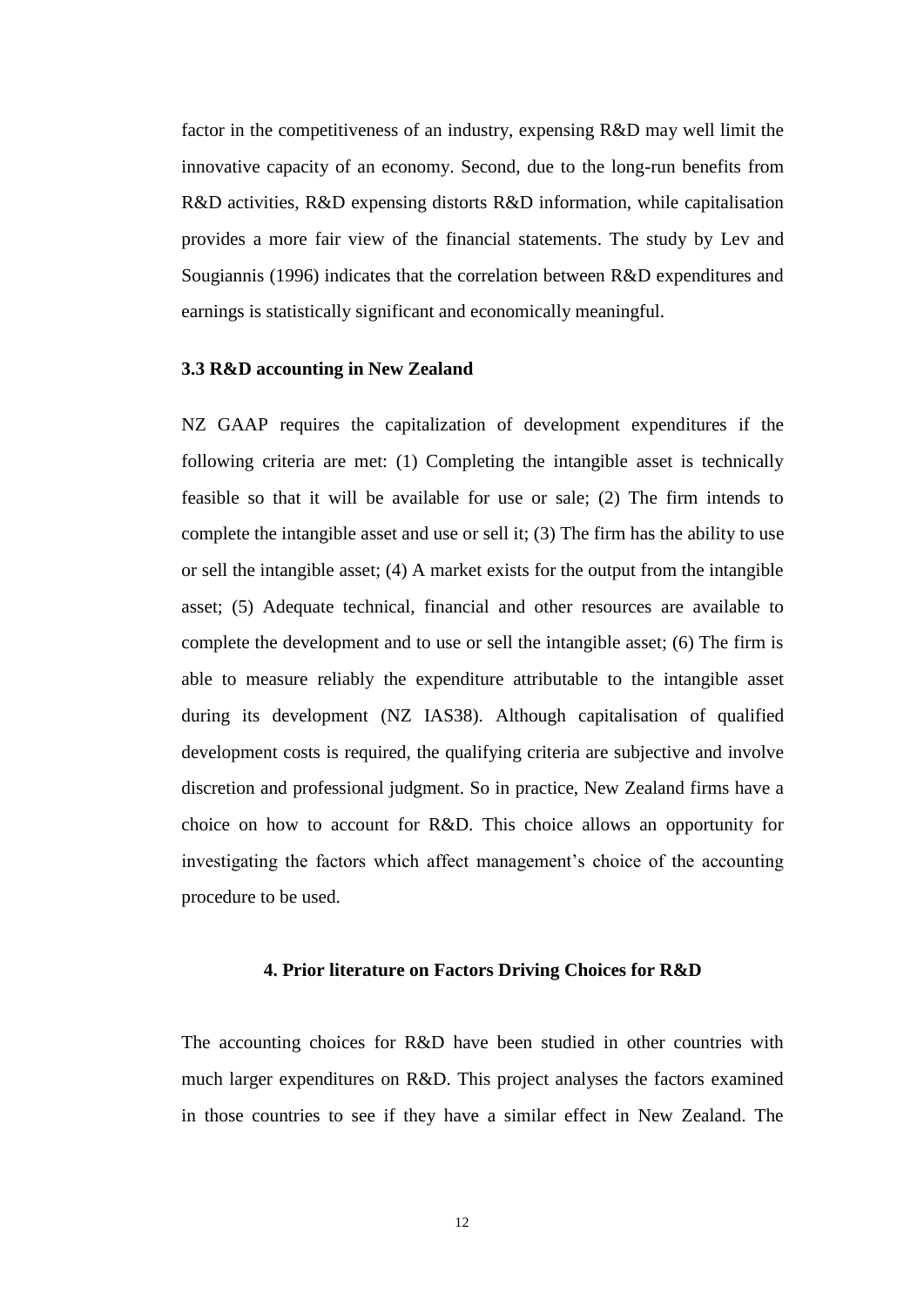factor in the competitiveness of an industry, expensing R&D may well limit the innovative capacity of an economy. Second, due to the long-run benefits from R&D activities, R&D expensing distorts R&D information, while capitalisation provides a more fair view of the financial statements. The study by Lev and Sougiannis (1996) indicates that the correlation between R&D expenditures and earnings is statistically significant and economically meaningful.

### 3.3 R&D accounting in New Zealand

NZ GAAP requires the capitalization of development expenditures if the following criteria are met: (1) Completing the intangible asset is technically feasible so that it will be available for use or sale; (2) The firm intends to complete the intangible asset and use or sell it; (3) The firm has the ability to use or sell the intangible asset; (4) A market exists for the output from the intangible asset; (5) Adequate technical, financial and other resources are available to complete the development and to use or sell the intangible asset; (6) The firm is able to measure reliably the expenditure attributable to the intangible asset during its development (NZ IAS38). Although capitalisation of qualified development costs is required, the qualifying criteria are subjective and involve discretion and professional judgment. So in practice, New Zealand firms have a choice on how to account for R&D. This choice allows an opportunity for investigating the factors which affect management's choice of the accounting procedure to be used.

## 4. Prior literature on Factors Driving Choices for R&D

The accounting choices for R&D have been studied in other countries with much larger expenditures on R&D. This project analyses the factors examined in those countries to see if they have a similar effect in New Zealand. The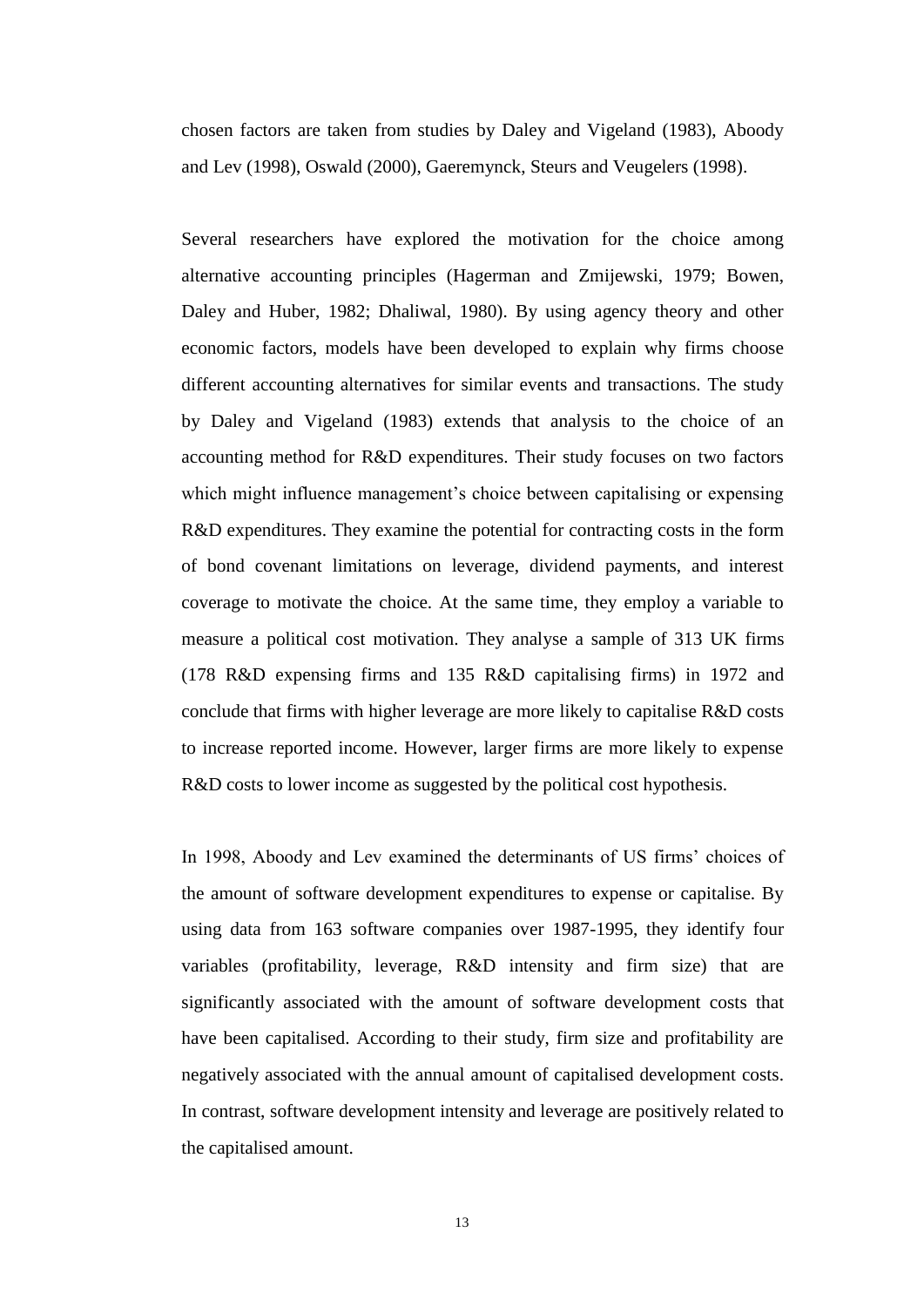chosen factors are taken from studies by Daley and Vigeland (1983), Aboody and Lev (1998), Oswald (2000), Gaeremynck, Steurs and Veugelers (1998).

Several researchers have explored the motivation for the choice among alternative accounting principles (Hagerman and Zmijewski, 1979; Bowen, Daley and Huber, 1982; Dhaliwal, 1980). By using agency theory and other economic factors, models have been developed to explain why firms choose different accounting alternatives for similar events and transactions. The study by Daley and Vigeland (1983) extends that analysis to the choice of an accounting method for R&D expenditures. Their study focuses on two factors which might influence management's choice between capitalising or expensing R&D expenditures. They examine the potential for contracting costs in the form of bond covenant limitations on leverage, dividend payments, and interest coverage to motivate the choice. At the same time, they employ a variable to measure a political cost motivation. They analyse a sample of 313 UK firms (178 R&D expensing firms and 135 R&D capitalising firms) in 1972 and conclude that firms with higher leverage are more likely to capitalise R&D costs to increase reported income. However, larger firms are more likely to expense R&D costs to lower income as suggested by the political cost hypothesis.

In 1998, Aboody and Lev examined the determinants of US firms' choices of the amount of software development expenditures to expense or capitalise. By using data from 163 software companies over 1987-1995, they identify four variables (profitability, leverage, R&D intensity and firm size) that are significantly associated with the amount of software development costs that have been capitalised. According to their study, firm size and profitability are negatively associated with the annual amount of capitalised development costs. In contrast, software development intensity and leverage are positively related to the capitalised amount.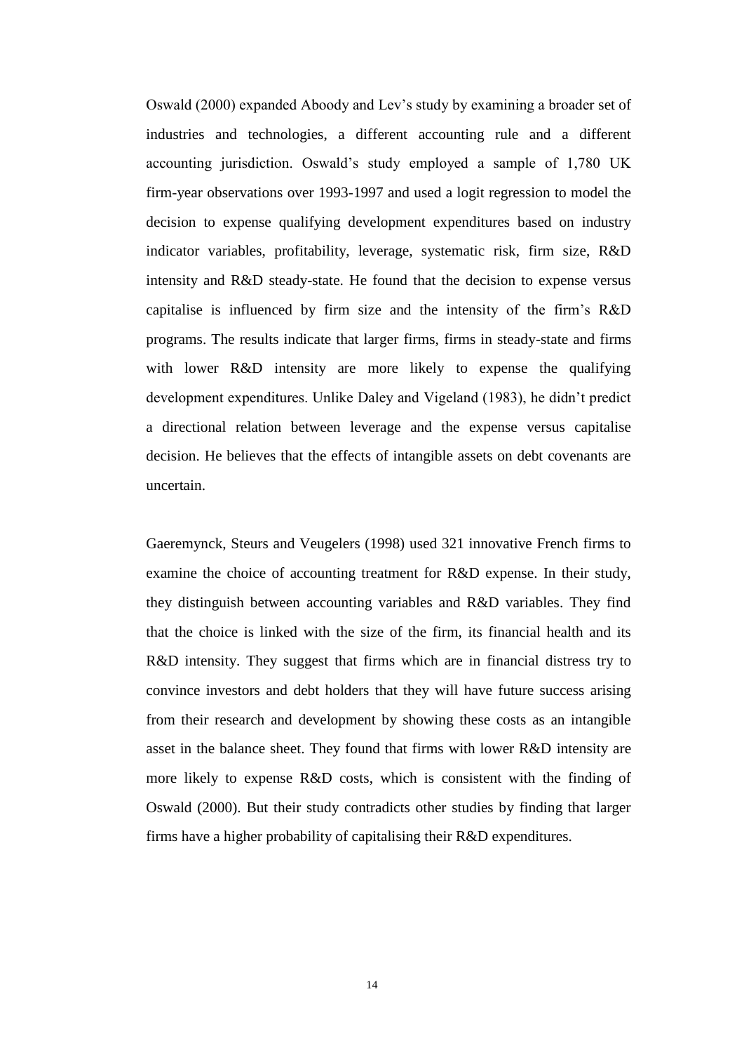Oswald (2000) expanded Aboody and Lev's study by examining a broader set of industries and technologies, a different accounting rule and a different accounting jurisdiction. Oswald's study employed a sample of 1,780 UK firm-year observations over 1993-1997 and used a logit regression to model the decision to expense qualifying development expenditures based on industry indicator variables, profitability, leverage, systematic risk, firm size, R&D intensity and R&D steady-state. He found that the decision to expense versus capitalise is influenced by firm size and the intensity of the firm's R&D programs. The results indicate that larger firms, firms in steady-state and firms with lower R&D intensity are more likely to expense the qualifying development expenditures. Unlike Daley and Vigeland (1983), he didn't predict a directional relation between leverage and the expense versus capitalise decision. He believes that the effects of intangible assets on debt covenants are uncertain.

Gaeremynck, Steurs and Veugelers (1998) used 321 innovative French firms to examine the choice of accounting treatment for R&D expense. In their study, they distinguish between accounting variables and R&D variables. They find that the choice is linked with the size of the firm, its financial health and its R&D intensity. They suggest that firms which are in financial distress try to convince investors and debt holders that they will have future success arising from their research and development by showing these costs as an intangible asset in the balance sheet. They found that firms with lower R&D intensity are more likely to expense R&D costs, which is consistent with the finding of Oswald (2000). But their study contradicts other studies by finding that larger firms have a higher probability of capitalising their R&D expenditures.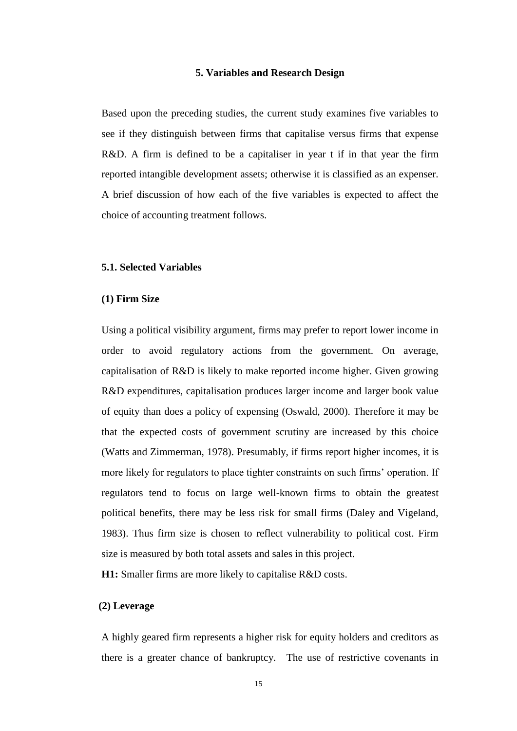## 5. Variables and Research Design

Based upon the preceding studies, the current study examines five variables to see if they distinguish between firms that capitalise versus firms that expense R&D. A firm is defined to be a capitaliser in year t if in that year the firm reported intangible development assets; otherwise it is classified as an expenser. A brief discussion of how each of the five variables is expected to affect the choice of accounting treatment follows.

### 5.1. Selected Variables

#### (1) Firm Size

Using a political visibility argument, firms may prefer to report lower income in order to avoid regulatory actions from the government. On average, capitalisation of R&D is likely to make reported income higher. Given growing R&D expenditures, capitalisation produces larger income and larger book value of equity than does a policy of expensing (Oswald, 2000). Therefore it may be that the expected costs of government scrutiny are increased by this choice (Watts and Zimmerman, 1978). Presumably, if firms report higher incomes, it is more likely for regulators to place tighter constraints on such firms' operation. If regulators tend to focus on large well-known firms to obtain the greatest political benefits, there may be less risk for small firms (Daley and Vigeland, 1983). Thus firm size is chosen to reflect vulnerability to political cost. Firm size is measured by both total assets and sales in this project.

**H1:** Smaller firms are more likely to capitalise R&D costs.

#### (2) Leverage

A highly geared firm represents a higher risk for equity holders and creditors as there is a greater chance of bankruptcy. The use of restrictive covenants in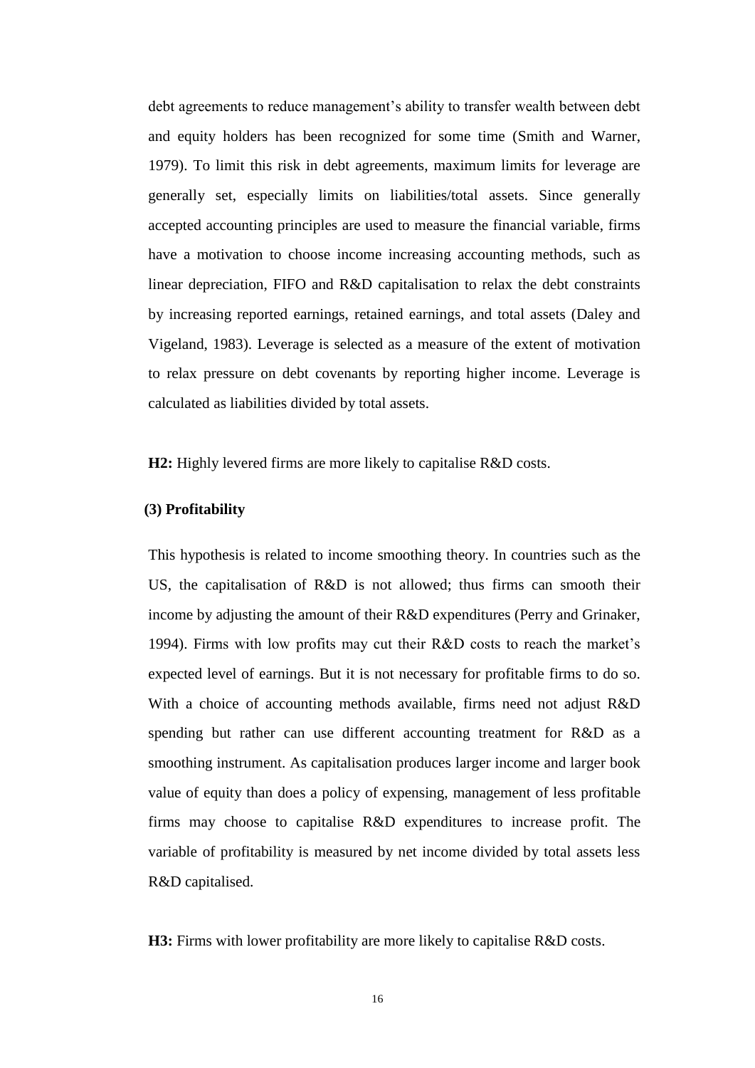debt agreements to reduce management's ability to transfer wealth between debt and equity holders has been recognized for some time (Smith and Warner, 1979). To limit this risk in debt agreements, maximum limits for leverage are generally set, especially limits on liabilities/total assets. Since generally accepted accounting principles are used to measure the financial variable, firms have a motivation to choose income increasing accounting methods, such as linear depreciation, FIFO and R&D capitalisation to relax the debt constraints by increasing reported earnings, retained earnings, and total assets (Daley and Vigeland, 1983). Leverage is selected as a measure of the extent of motivation to relax pressure on debt covenants by reporting higher income. Leverage is calculated as liabilities divided by total assets.

**H2:** Highly levered firms are more likely to capitalise R&D costs.

**(3) Profitability**

This hypothesis is related to income smoothing theory. In countries such as the US, the capitalisation of R&D is not allowed; thus firms can smooth their income by adjusting the amount of their R&D expenditures (Perry and Grinaker, 1994). Firms with low profits may cut their R&D costs to reach the market's expected level of earnings. But it is not necessary for profitable firms to do so. With a choice of accounting methods available, firms need not adjust R&D spending but rather can use different accounting treatment for R&D as a smoothing instrument. As capitalisation produces larger income and larger book value of equity than does a policy of expensing, management of less profitable firms may choose to capitalise R&D expenditures to increase profit. The variable of profitability is measured by net income divided by total assets less R&D capitalised.

**H3:** Firms with lower profitability are more likely to capitalise R&D costs.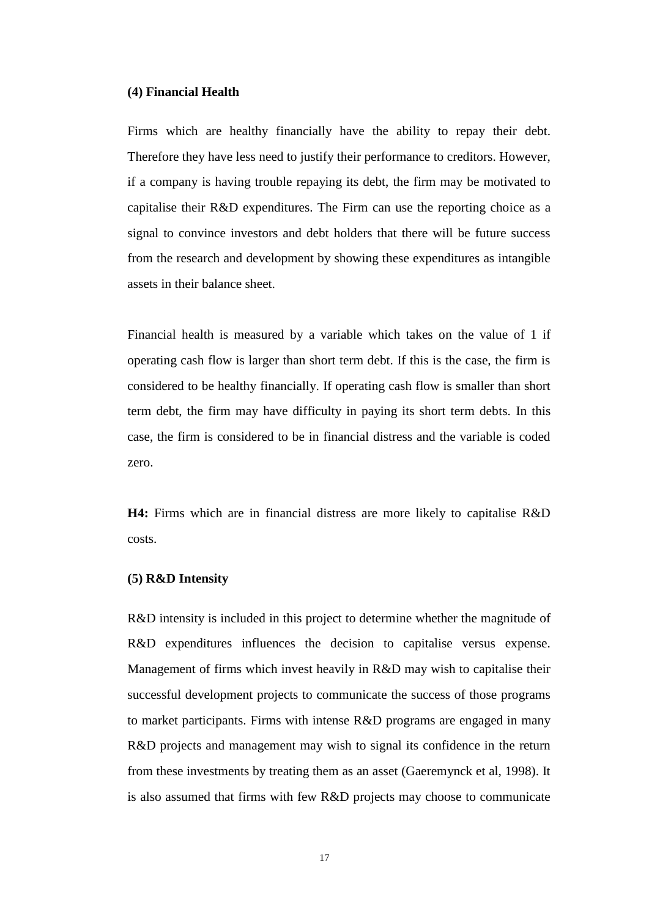**(4) Financial Health**

Firms which are healthy financially have the ability to repay their debt. Therefore they have less need to justify their performance to creditors. However, if a company is having trouble repaying its debt, the firm may be motivated to capitalise their R&D expenditures. The Firm can use the reporting choice as a signal to convince investors and debt holders that there will be future success from the research and development by showing these expenditures as intangible assets in their balance sheet.

Financial health is measured by a variable which takes on the value of 1 if operating cash flow is larger than short term debt. If this is the case, the firm is considered to be healthy financially. If operating cash flow is smaller than short term debt, the firm may have difficulty in paying its short term debts. In this case, the firm is considered to be in financial distress and the variable is coded zero.

**H4:** Firms which are in financial distress are more likely to capitalise R&D costs.

**(5) R&D Intensity**

R&D intensity is included in this project to determine whether the magnitude of R&D expenditures influences the decision to capitalise versus expense. Management of firms which invest heavily in R&D may wish to capitalise their successful development projects to communicate the success of those programs to market participants. Firms with intense R&D programs are engaged in many R&D projects and management may wish to signal its confidence in the return from these investments by treating them as an asset (Gaeremynck et al, 1998). It is also assumed that firms with few R&D projects may choose to communicate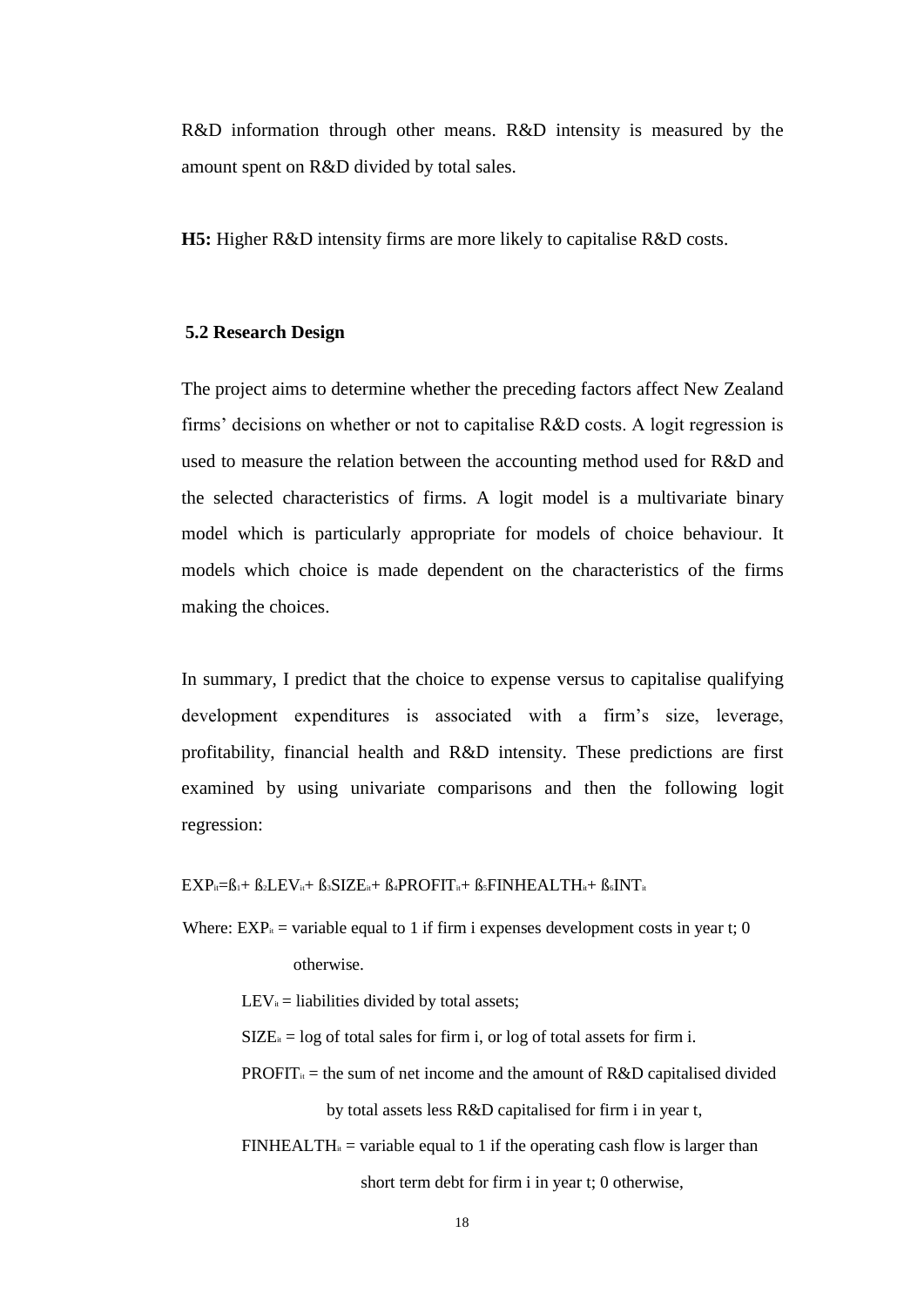R&D information through other means. R&D intensity is measured by the amount spent on R&D divided by total sales.

**H5:** Higher R&D intensity firms are more likely to capitalise R&D costs.

### 5.2 Research Design

The project aims to determine whether the preceding factors affect New Zealand firms' decisions on whether or not to capitalise R&D costs. A logit regression is used to measure the relation between the accounting method used for R&D and the selected characteristics of firms. A logit model is a multivariate binary model which is particularly appropriate for models of choice behaviour. It models which choice is made dependent on the characteristics of the firms making the choices.

In summary, I predict that the choice to expense versus to capitalise qualifying development expenditures is associated with a firm's size, leverage, profitability, financial health and R&D intensity. These predictions are first examined by using univariate comparisons and then the following logit regression:

$$EXP_{it} = ß_1 + ß_2 LEV_{it} + ß_3 SIZE_{it} + ß_4 PROFIT_{it} + ß_5 FINHEALTH_{it} + ß_6 INT_{it}$$

Where: $EXP_{it}$ = variable equal to 1 if firm i expenses development costs in year t; 0 otherwise.

$LEV_{it}$ = liabilities divided by total assets;

$SIZE_{it}$ = log of total sales for firm i, or log of total assets for firm i.

$PROFIT_{it}$ = the sum of net income and the amount of R&D capitalised divided by total assets less R&D capitalised for firm i in year t,

$FINHEALTH_{it}$ = variable equal to 1 if the operating cash flow is larger than short term debt for firm i in year t; 0 otherwise,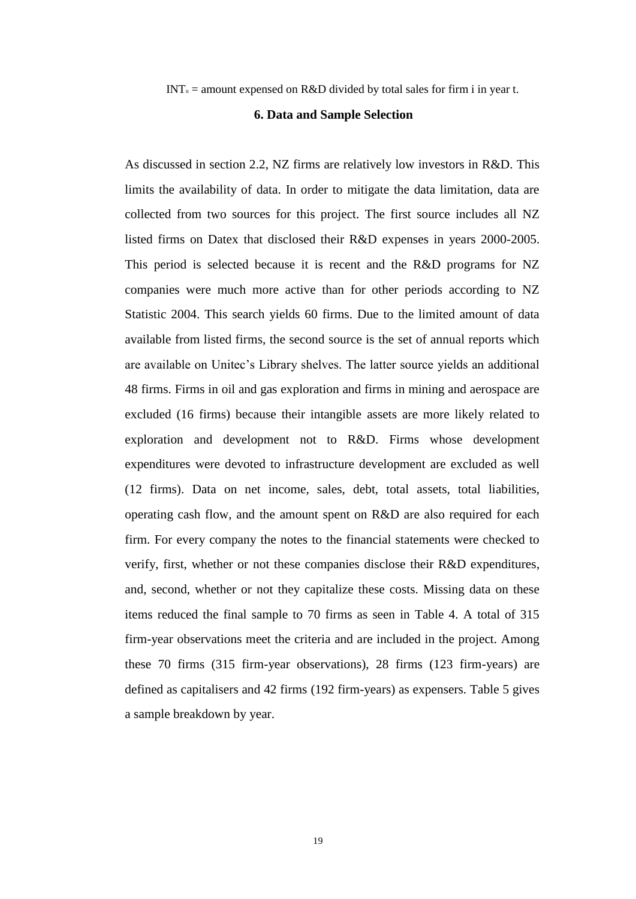$INT_{it}$ = amount expensed on R&D divided by total sales for firm i in year t.

## 6. Data and Sample Selection

As discussed in section 2.2, NZ firms are relatively low investors in R&D. This limits the availability of data. In order to mitigate the data limitation, data are collected from two sources for this project. The first source includes all NZ listed firms on Datex that disclosed their R&D expenses in years 2000-2005. This period is selected because it is recent and the R&D programs for NZ companies were much more active than for other periods according to NZ Statistic 2004. This search yields 60 firms. Due to the limited amount of data available from listed firms, the second source is the set of annual reports which are available on Unitec's Library shelves. The latter source yields an additional 48 firms. Firms in oil and gas exploration and firms in mining and aerospace are excluded (16 firms) because their intangible assets are more likely related to exploration and development not to R&D. Firms whose development expenditures were devoted to infrastructure development are excluded as well (12 firms). Data on net income, sales, debt, total assets, total liabilities, operating cash flow, and the amount spent on R&D are also required for each firm. For every company the notes to the financial statements were checked to verify, first, whether or not these companies disclose their R&D expenditures, and, second, whether or not they capitalize these costs. Missing data on these items reduced the final sample to 70 firms as seen in Table 4. A total of 315 firm-year observations meet the criteria and are included in the project. Among these 70 firms (315 firm-year observations), 28 firms (123 firm-years) are defined as capitalisers and 42 firms (192 firm-years) as expensers. Table 5 gives a sample breakdown by year.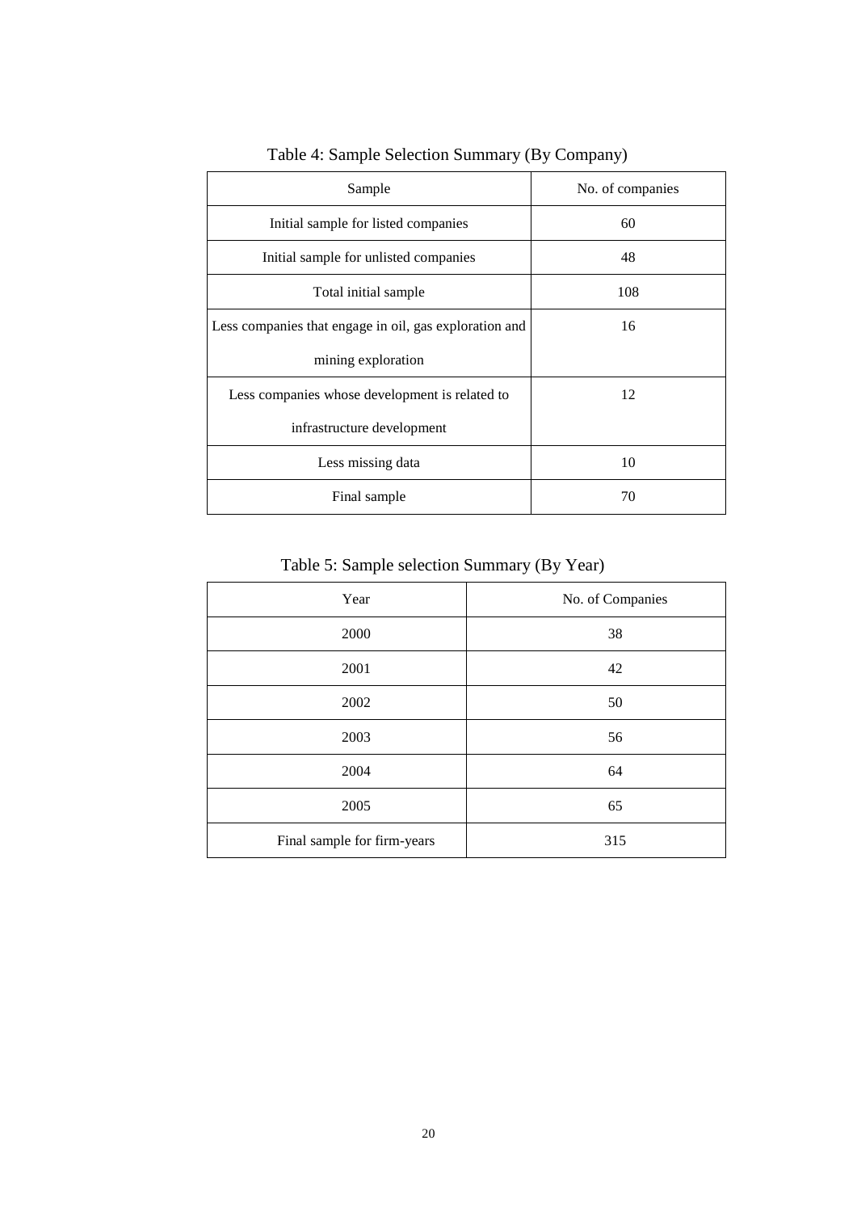Table 4: Sample Selection Summary (By Company)

| Sample | No. of companies |
| --- | --- |
| Initial sample for listed companies | 60 |
| Initial sample for unlisted companies | 48 |
| Total initial sample | 108 |
| Less companies that engage in oil, gas exploration and mining exploration | 16 |
| Less companies whose development is related to infrastructure development | 12 |
| Less missing data | 10 |
| Final sample | 70 |

Table 5: Sample selection Summary (By Year)

| Year | No. of Companies |
| --- | --- |
| 2000 | 38 |
| 2001 | 42 |
| 2002 | 50 |
| 2003 | 56 |
| 2004 | 64 |
| 2005 | 65 |
| Final sample for firm-years | 315 |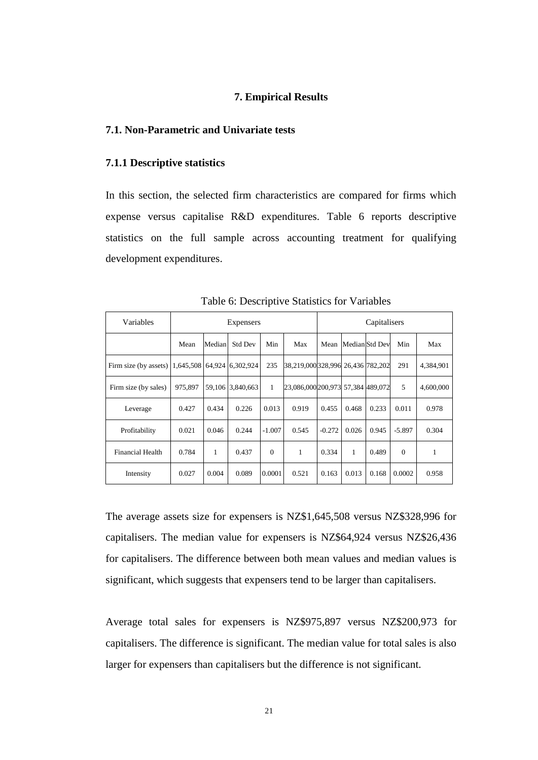# 7. Empirical Results

## 7.1. Non-Parametric and Univariate tests

### 7.1.1 Descriptive statistics

In this section, the selected firm characteristics are compared for firms which expense versus capitalise R&D expenditures. Table 6 reports descriptive statistics on the full sample across accounting treatment for qualifying development expenditures.

Table 6: Descriptive Statistics for Variables

| Variables | Expensers | | | | | Capitalisers | | | | |
|---|---|---|---|---|---|---|---|---|---|---|
| | Mean | Median | Std Dev | Min | Max | Mean | Median | Std Dev | Min | Max |
| Firm size (by assets) | 1,645,508 | 64,924 | 6,302,924 | 235 | 38,219,000 | 328,996 | 26,436 | 782,202 | 291 | 4,384,901 |
| Firm size (by sales) | 975,897 | 59,106 | 3,840,663 | 1 | 23,086,000 | 200,973 | 57,384 | 489,072 | 5 | 4,600,000 |
| Leverage | 0.427 | 0.434 | 0.226 | 0.013 | 0.919 | 0.455 | 0.468 | 0.233 | 0.011 | 0.978 |
| Profitability | 0.021 | 0.046 | 0.244 | -1.007 | 0.545 | -0.272 | 0.026 | 0.945 | -5.897 | 0.304 |
| Financial Health | 0.784 | 1 | 0.437 | 0 | 1 | 0.334 | 1 | 0.489 | 0 | 1 |
| Intensity | 0.027 | 0.004 | 0.089 | 0.0001 | 0.521 | 0.163 | 0.013 | 0.168 | 0.0002 | 0.958 |

The average assets size for expensers is NZ$1,645,508 versus NZ$328,996 for capitalisers. The median value for expensers is NZ$64,924 versus NZ$26,436 for capitalisers. The difference between both mean values and median values is significant, which suggests that expensers tend to be larger than capitalisers.

Average total sales for expensers is NZ$975,897 versus NZ$200,973 for capitalisers. The difference is significant. The median value for total sales is also larger for expensers than capitalisers but the difference is not significant.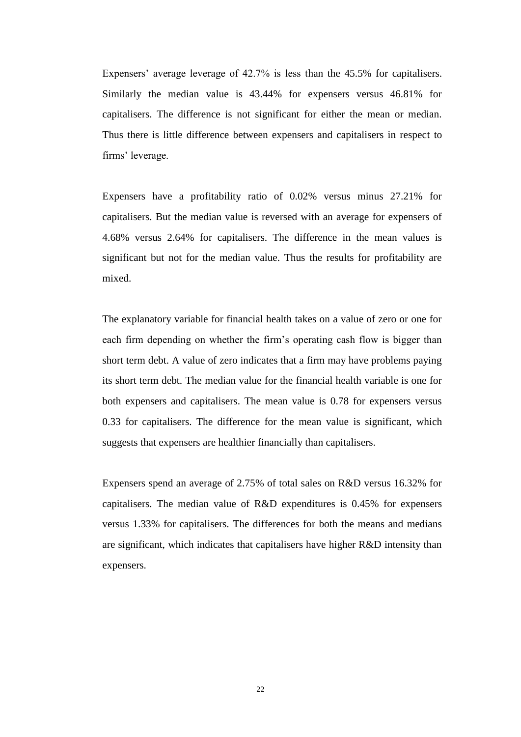Expensers' average leverage of 42.7% is less than the 45.5% for capitalisers. Similarly the median value is 43.44% for expensers versus 46.81% for capitalisers. The difference is not significant for either the mean or median. Thus there is little difference between expensers and capitalisers in respect to firms' leverage.

Expensers have a profitability ratio of 0.02% versus minus 27.21% for capitalisers. But the median value is reversed with an average for expensers of 4.68% versus 2.64% for capitalisers. The difference in the mean values is significant but not for the median value. Thus the results for profitability are mixed.

The explanatory variable for financial health takes on a value of zero or one for each firm depending on whether the firm's operating cash flow is bigger than short term debt. A value of zero indicates that a firm may have problems paying its short term debt. The median value for the financial health variable is one for both expensers and capitalisers. The mean value is 0.78 for expensers versus 0.33 for capitalisers. The difference for the mean value is significant, which suggests that expensers are healthier financially than capitalisers.

Expensers spend an average of 2.75% of total sales on R&D versus 16.32% for capitalisers. The median value of R&D expenditures is 0.45% for expensers versus 1.33% for capitalisers. The differences for both the means and medians are significant, which indicates that capitalisers have higher R&D intensity than expensers.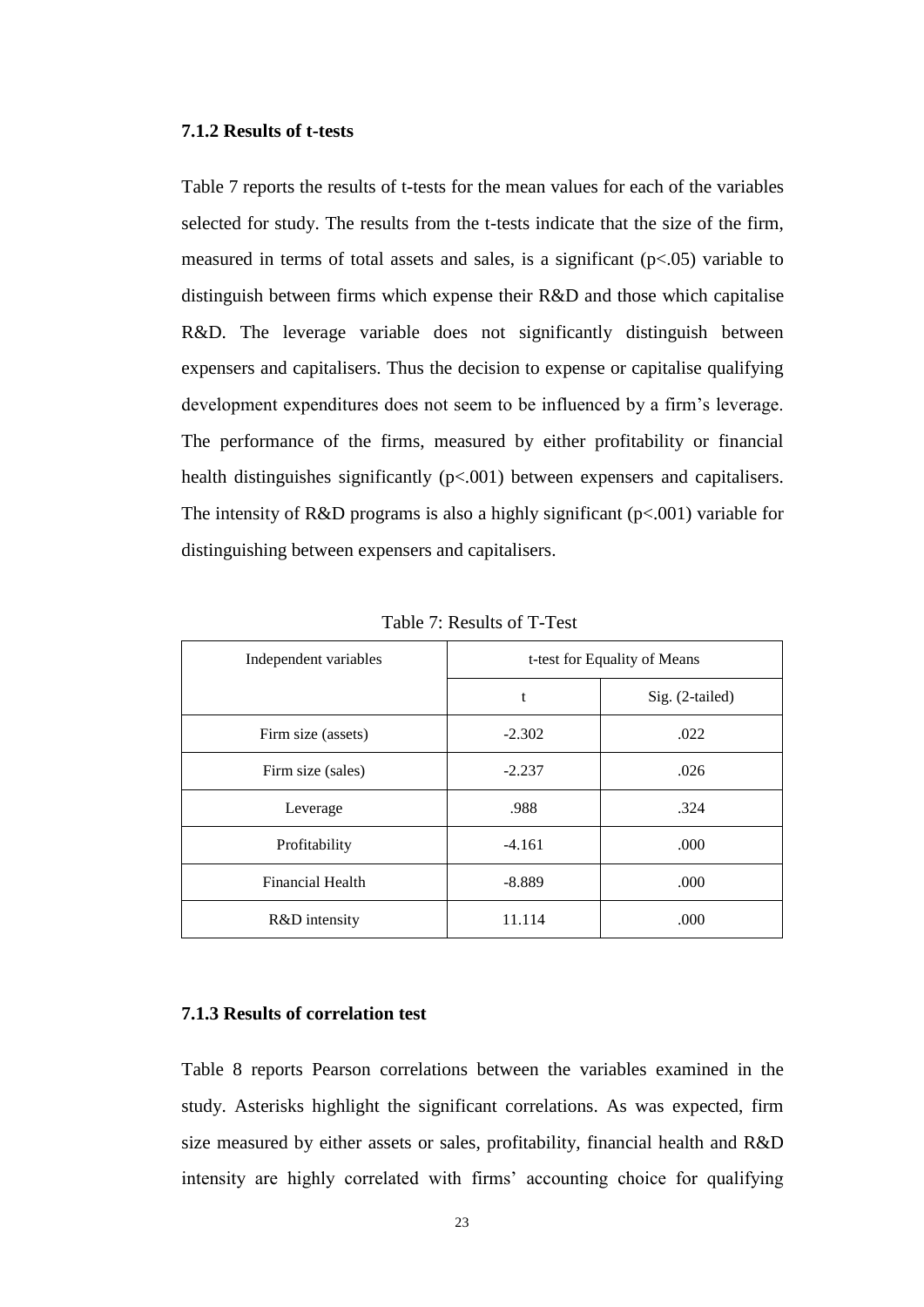### 7.1.2 Results of t-tests

Table 7 reports the results of t-tests for the mean values for each of the variables selected for study. The results from the t-tests indicate that the size of the firm, measured in terms of total assets and sales, is a significant ($p<.05$) variable to distinguish between firms which expense their R&D and those which capitalise R&D. The leverage variable does not significantly distinguish between expensers and capitalisers. Thus the decision to expense or capitalise qualifying development expenditures does not seem to be influenced by a firm's leverage. The performance of the firms, measured by either profitability or financial health distinguishes significantly ($p<.001$) between expensers and capitalisers. The intensity of R&D programs is also a highly significant ($p<.001$) variable for distinguishing between expensers and capitalisers.

Table 7: Results of T-Test

| Independent variables | t-test for Equality of Means | |
|---|---|---|
| | t | Sig. (2-tailed) |
| Firm size (assets) | -2.302 | .022 |
| Firm size (sales) | -2.237 | .026 |
| Leverage | .988 | .324 |
| Profitability | -4.161 | .000 |
| Financial Health | -8.889 | .000 |
| R&D intensity | 11.114 | .000 |

### 7.1.3 Results of correlation test

Table 8 reports Pearson correlations between the variables examined in the study. Asterisks highlight the significant correlations. As was expected, firm size measured by either assets or sales, profitability, financial health and R&D intensity are highly correlated with firms' accounting choice for qualifying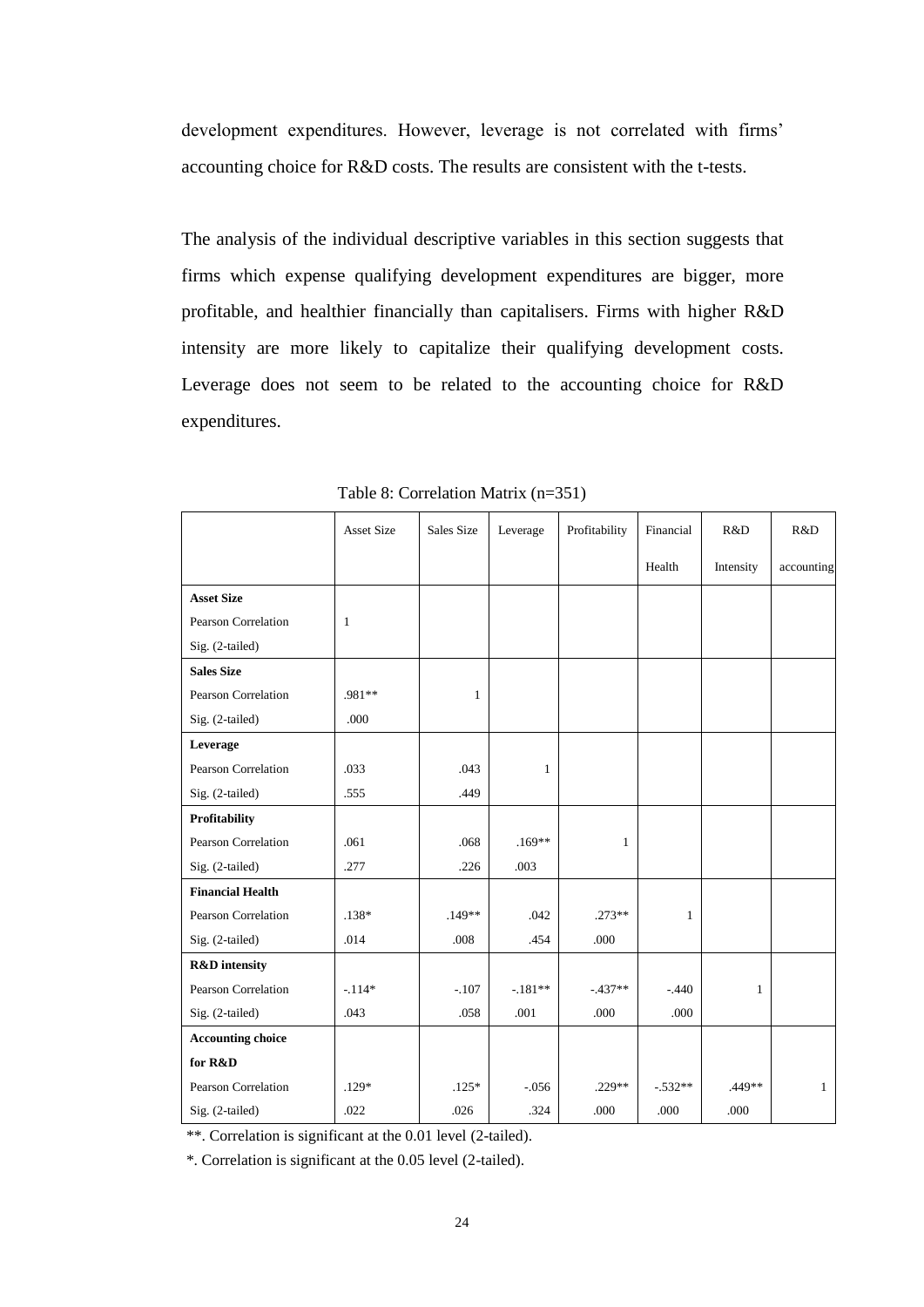development expenditures. However, leverage is not correlated with firms' accounting choice for R&D costs. The results are consistent with the t-tests.

The analysis of the individual descriptive variables in this section suggests that firms which expense qualifying development expenditures are bigger, more profitable, and healthier financially than capitalisers. Firms with higher R&D intensity are more likely to capitalize their qualifying development costs. Leverage does not seem to be related to the accounting choice for R&D expenditures.

Table 8: Correlation Matrix (n=351)

| | Asset Size | Sales Size | Leverage | Profitability | Financial Health | R&D Intensity | R&D accounting |
|---|---|---|---|---|---|---|---|
| **Asset Size** | | | | | | | |
| Pearson Correlation | 1 | | | | | | |
| Sig. (2-tailed) | | | | | | | |
| **Sales Size** | | | | | | | |
| Pearson Correlation | .981** | 1 | | | | | |
| Sig. (2-tailed) | .000 | | | | | | |
| **Leverage** | | | | | | | |
| Pearson Correlation | .033 | .043 | 1 | | | | |
| Sig. (2-tailed) | .555 | .449 | | | | | |
| **Profitability** | | | | | | | |
| Pearson Correlation | .061 | .068 | .169** | 1 | | | |
| Sig. (2-tailed) | .277 | .226 | .003 | | | | |
| **Financial Health** | | | | | | | |
| Pearson Correlation | .138* | .149** | .042 | .273** | 1 | | |
| Sig. (2-tailed) | .014 | .008 | .454 | .000 | | | |
| **R&D intensity** | | | | | | | |
| Pearson Correlation | -.114* | -.107 | -.181** | -.437** | -.440 | 1 | |
| Sig. (2-tailed) | .043 | .058 | .001 | .000 | .000 | | |
| **Accounting choice for R&D** | | | | | | | |
| Pearson Correlation | .129* | .125* | -.056 | .229** | -.532** | .449** | 1 |
| Sig. (2-tailed) | .022 | .026 | .324 | .000 | .000 | .000 | |

**. Correlation is significant at the 0.01 level (2-tailed).

*. Correlation is significant at the 0.05 level (2-tailed).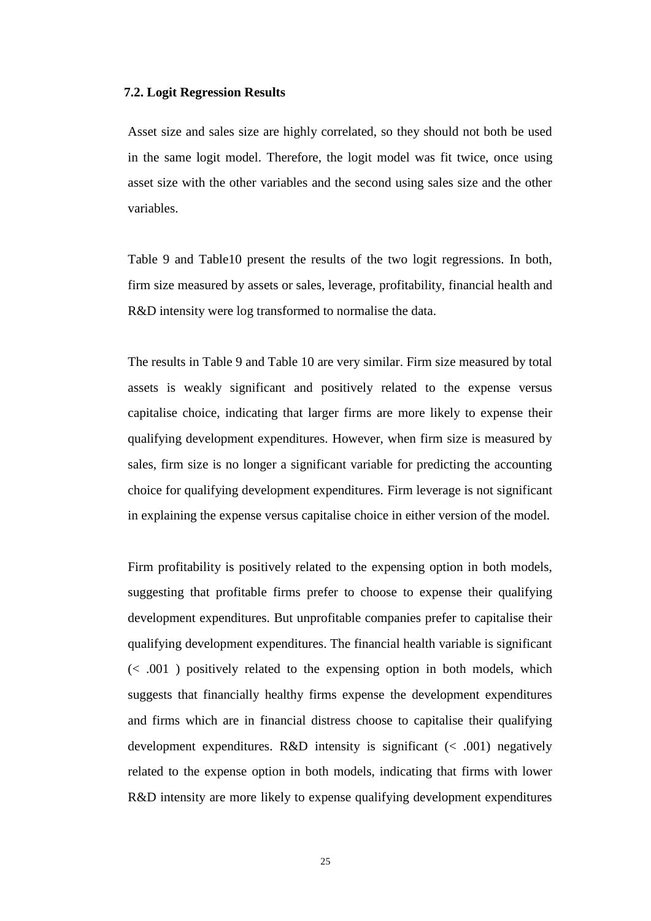### 7.2. Logit Regression Results

Asset size and sales size are highly correlated, so they should not both be used in the same logit model. Therefore, the logit model was fit twice, once using asset size with the other variables and the second using sales size and the other variables.

Table 9 and Table10 present the results of the two logit regressions. In both, firm size measured by assets or sales, leverage, profitability, financial health and R&D intensity were log transformed to normalise the data.

The results in Table 9 and Table 10 are very similar. Firm size measured by total assets is weakly significant and positively related to the expense versus capitalise choice, indicating that larger firms are more likely to expense their qualifying development expenditures. However, when firm size is measured by sales, firm size is no longer a significant variable for predicting the accounting choice for qualifying development expenditures. Firm leverage is not significant in explaining the expense versus capitalise choice in either version of the model.

Firm profitability is positively related to the expensing option in both models, suggesting that profitable firms prefer to choose to expense their qualifying development expenditures. But unprofitable companies prefer to capitalise their qualifying development expenditures. The financial health variable is significant (< .001 ) positively related to the expensing option in both models, which suggests that financially healthy firms expense the development expenditures and firms which are in financial distress choose to capitalise their qualifying development expenditures. R&D intensity is significant (< .001) negatively related to the expense option in both models, indicating that firms with lower R&D intensity are more likely to expense qualifying development expenditures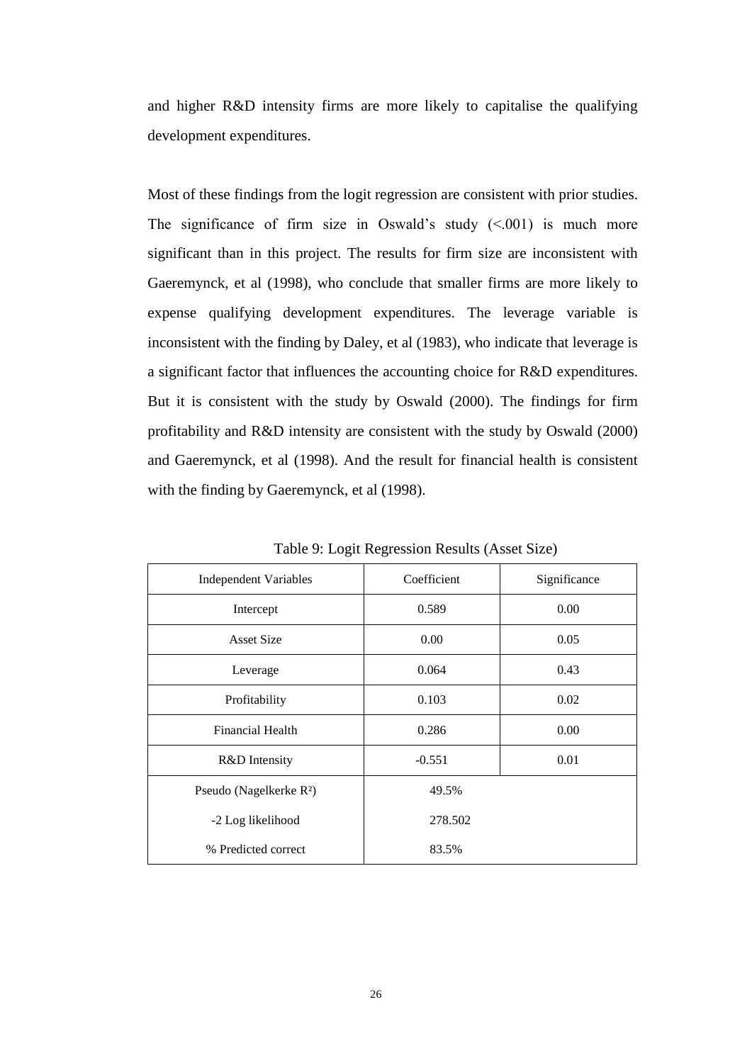and higher R&D intensity firms are more likely to capitalise the qualifying development expenditures.

Most of these findings from the logit regression are consistent with prior studies. The significance of firm size in Oswald's study (<.001) is much more significant than in this project. The results for firm size are inconsistent with Gaeremynck, et al (1998), who conclude that smaller firms are more likely to expense qualifying development expenditures. The leverage variable is inconsistent with the finding by Daley, et al (1983), who indicate that leverage is a significant factor that influences the accounting choice for R&D expenditures. But it is consistent with the study by Oswald (2000). The findings for firm profitability and R&D intensity are consistent with the study by Oswald (2000) and Gaeremynck, et al (1998). And the result for financial health is consistent with the finding by Gaeremynck, et al (1998).

Table 9: Logit Regression Results (Asset Size)

| Independent Variables | Coefficient | Significance |
|---|---|---|
| Intercept | 0.589 | 0.00 |
| Asset Size | 0.00 | 0.05 |
| Leverage | 0.064 | 0.43 |
| Profitability | 0.103 | 0.02 |
| Financial Health | 0.286 | 0.00 |
| R&D Intensity | -0.551 | 0.01 |
| Pseudo (Nagelkerke $R^2$) | 49.5% | |
| -2 Log likelihood | 278.502 | |
| % Predicted correct | 83.5% | |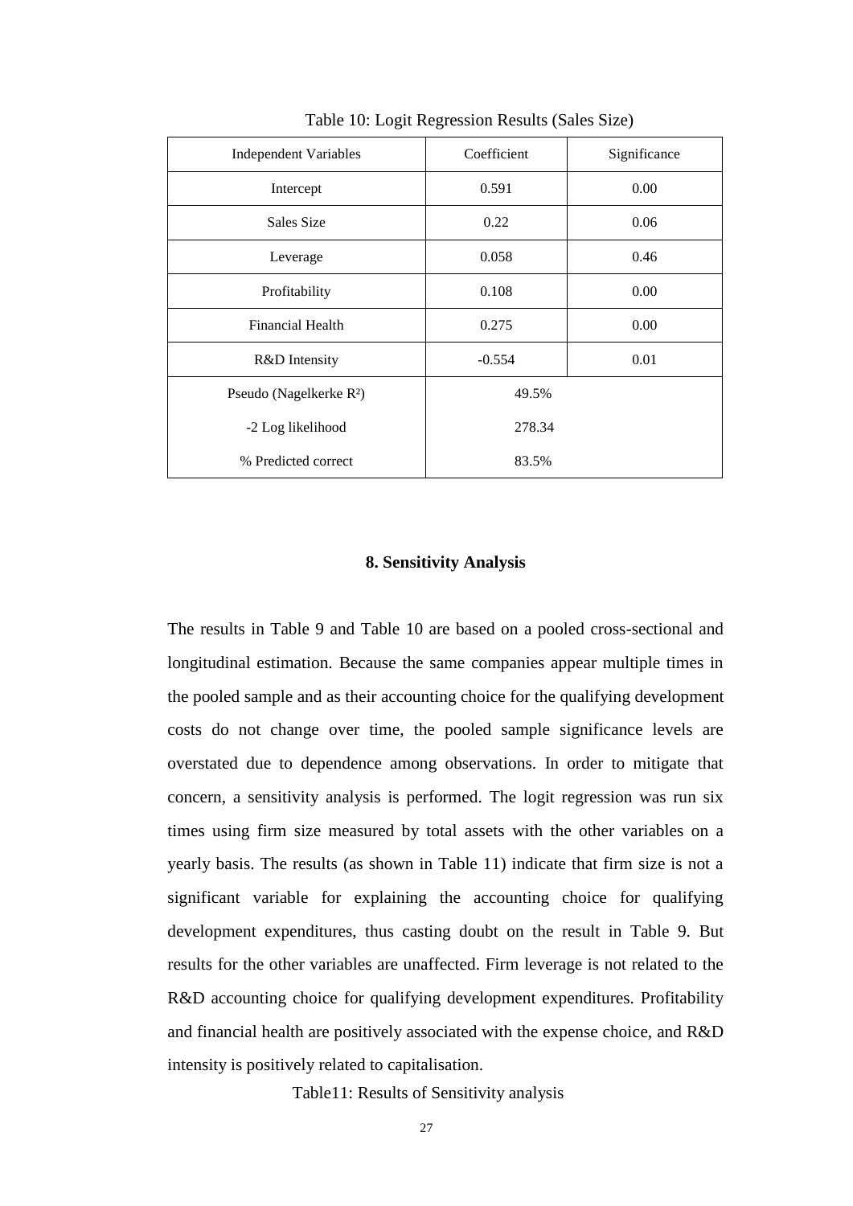Table 10: Logit Regression Results (Sales Size)

| Independent Variables | Coefficient | Significance |
|---|---|---|
| Intercept | 0.591 | 0.00 |
| Sales Size | 0.22 | 0.06 |
| Leverage | 0.058 | 0.46 |
| Profitability | 0.108 | 0.00 |
| Financial Health | 0.275 | 0.00 |
| R&D Intensity | -0.554 | 0.01 |
| Pseudo (Nagelkerke $R^2$) | 49.5% | |
| -2 Log likelihood | 278.34 | |
| % Predicted correct | 83.5% | |

## 8. Sensitivity Analysis

The results in Table 9 and Table 10 are based on a pooled cross-sectional and longitudinal estimation. Because the same companies appear multiple times in the pooled sample and as their accounting choice for the qualifying development costs do not change over time, the pooled sample significance levels are overstated due to dependence among observations. In order to mitigate that concern, a sensitivity analysis is performed. The logit regression was run six times using firm size measured by total assets with the other variables on a yearly basis. The results (as shown in Table 11) indicate that firm size is not a significant variable for explaining the accounting choice for qualifying development expenditures, thus casting doubt on the result in Table 9. But results for the other variables are unaffected. Firm leverage is not related to the R&D accounting choice for qualifying development expenditures. Profitability and financial health are positively associated with the expense choice, and R&D intensity is positively related to capitalisation.

Table11: Results of Sensitivity analysis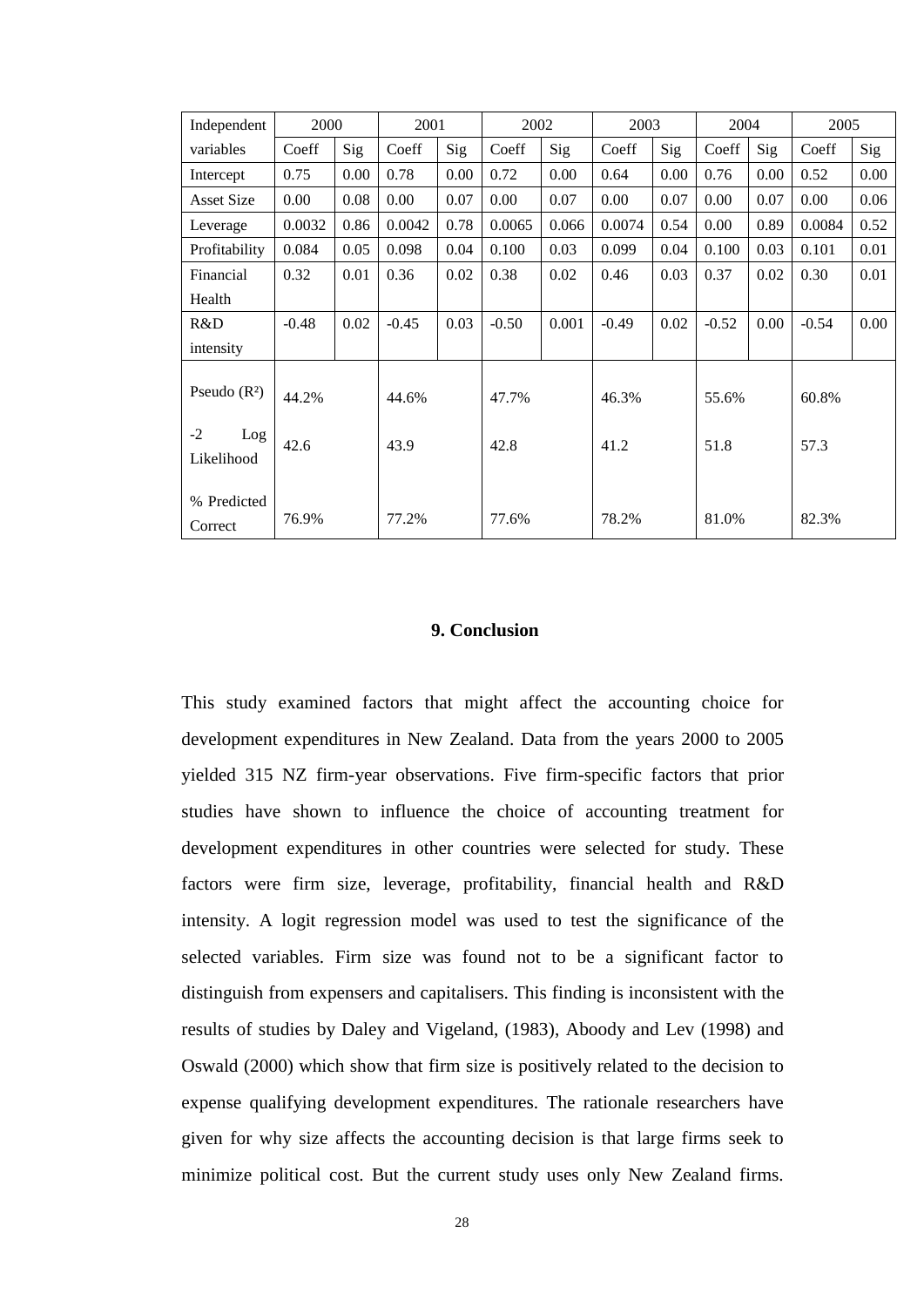| Independent variables | 2000 | | 2001 | | 2002 | | 2003 | | 2004 | | 2005 | |
|---|---|---|---|---|---|---|---|---|---|---|---|---|
| | Coeff | Sig | Coeff | Sig | Coeff | Sig | Coeff | Sig | Coeff | Sig | Coeff | Sig |
| Intercept | 0.75 | 0.00 | 0.78 | 0.00 | 0.72 | 0.00 | 0.64 | 0.00 | 0.76 | 0.00 | 0.52 | 0.00 |
| Asset Size | 0.00 | 0.08 | 0.00 | 0.07 | 0.00 | 0.07 | 0.00 | 0.07 | 0.00 | 0.07 | 0.00 | 0.06 |
| Leverage | 0.0032 | 0.86 | 0.0042 | 0.78 | 0.0065 | 0.066 | 0.0074 | 0.54 | 0.00 | 0.89 | 0.0084 | 0.52 |
| Profitability | 0.084 | 0.05 | 0.098 | 0.04 | 0.100 | 0.03 | 0.099 | 0.04 | 0.100 | 0.03 | 0.101 | 0.01 |
| Financial Health | 0.32 | 0.01 | 0.36 | 0.02 | 0.38 | 0.02 | 0.46 | 0.03 | 0.37 | 0.02 | 0.30 | 0.01 |
| R&D intensity | -0.48 | 0.02 | -0.45 | 0.03 | -0.50 | 0.001 | -0.49 | 0.02 | -0.52 | 0.00 | -0.54 | 0.00 |
| Pseudo ($R^2$) | 44.2% | | 44.6% | | 47.7% | | 46.3% | | 55.6% | | 60.8% | |
| -2 Log Likelihood | 42.6 | | 43.9 | | 42.8 | | 41.2 | | 51.8 | | 57.3 | |
| % Predicted Correct | 76.9% | | 77.2% | | 77.6% | | 78.2% | | 81.0% | | 82.3% | |

## 9. Conclusion

This study examined factors that might affect the accounting choice for development expenditures in New Zealand. Data from the years 2000 to 2005 yielded 315 NZ firm-year observations. Five firm-specific factors that prior studies have shown to influence the choice of accounting treatment for development expenditures in other countries were selected for study. These factors were firm size, leverage, profitability, financial health and R&D intensity. A logit regression model was used to test the significance of the selected variables. Firm size was found not to be a significant factor to distinguish from expensers and capitalisers. This finding is inconsistent with the results of studies by Daley and Vigeland, (1983), Aboody and Lev (1998) and Oswald (2000) which show that firm size is positively related to the decision to expense qualifying development expenditures. The rationale researchers have given for why size affects the accounting decision is that large firms seek to minimize political cost. But the current study uses only New Zealand firms.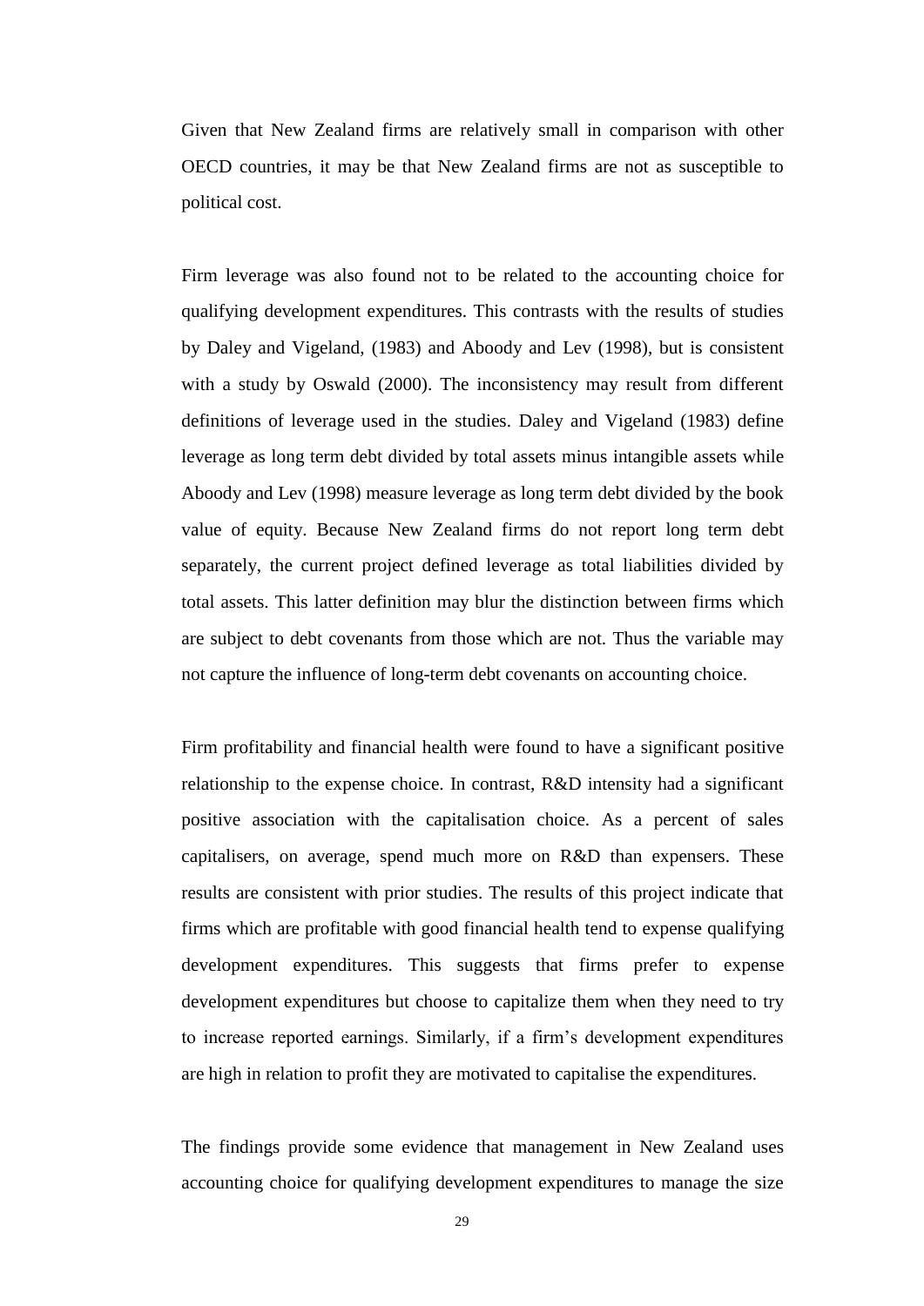Given that New Zealand firms are relatively small in comparison with other OECD countries, it may be that New Zealand firms are not as susceptible to political cost.

Firm leverage was also found not to be related to the accounting choice for qualifying development expenditures. This contrasts with the results of studies by Daley and Vigeland, (1983) and Aboody and Lev (1998), but is consistent with a study by Oswald (2000). The inconsistency may result from different definitions of leverage used in the studies. Daley and Vigeland (1983) define leverage as long term debt divided by total assets minus intangible assets while Aboody and Lev (1998) measure leverage as long term debt divided by the book value of equity. Because New Zealand firms do not report long term debt separately, the current project defined leverage as total liabilities divided by total assets. This latter definition may blur the distinction between firms which are subject to debt covenants from those which are not. Thus the variable may not capture the influence of long-term debt covenants on accounting choice.

Firm profitability and financial health were found to have a significant positive relationship to the expense choice. In contrast, R&D intensity had a significant positive association with the capitalisation choice. As a percent of sales capitalisers, on average, spend much more on R&D than expensers. These results are consistent with prior studies. The results of this project indicate that firms which are profitable with good financial health tend to expense qualifying development expenditures. This suggests that firms prefer to expense development expenditures but choose to capitalize them when they need to try to increase reported earnings. Similarly, if a firm's development expenditures are high in relation to profit they are motivated to capitalise the expenditures.

The findings provide some evidence that management in New Zealand uses accounting choice for qualifying development expenditures to manage the size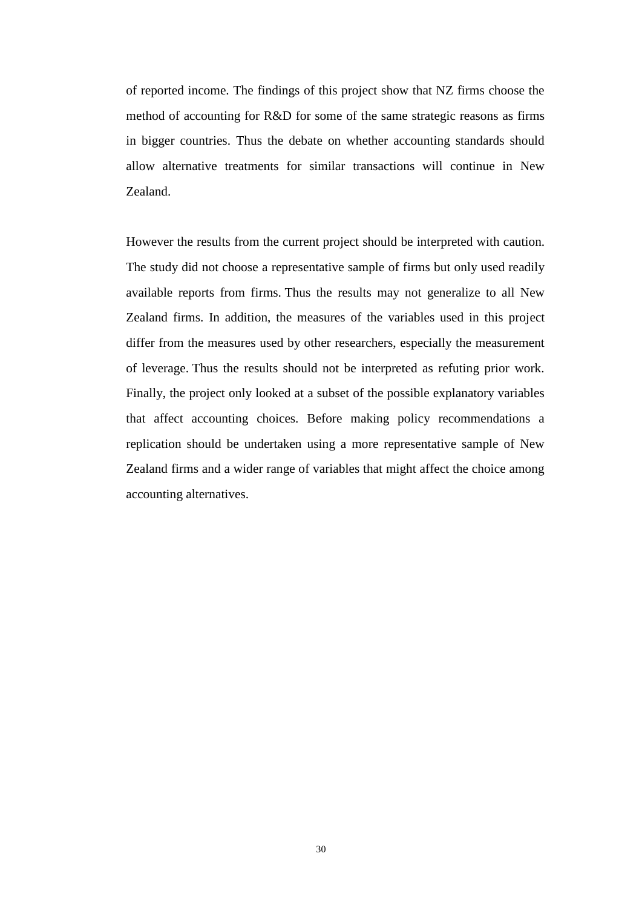of reported income. The findings of this project show that NZ firms choose the method of accounting for R&D for some of the same strategic reasons as firms in bigger countries. Thus the debate on whether accounting standards should allow alternative treatments for similar transactions will continue in New Zealand.

However the results from the current project should be interpreted with caution. The study did not choose a representative sample of firms but only used readily available reports from firms. Thus the results may not generalize to all New Zealand firms. In addition, the measures of the variables used in this project differ from the measures used by other researchers, especially the measurement of leverage. Thus the results should not be interpreted as refuting prior work. Finally, the project only looked at a subset of the possible explanatory variables that affect accounting choices. Before making policy recommendations a replication should be undertaken using a more representative sample of New Zealand firms and a wider range of variables that might affect the choice among accounting alternatives.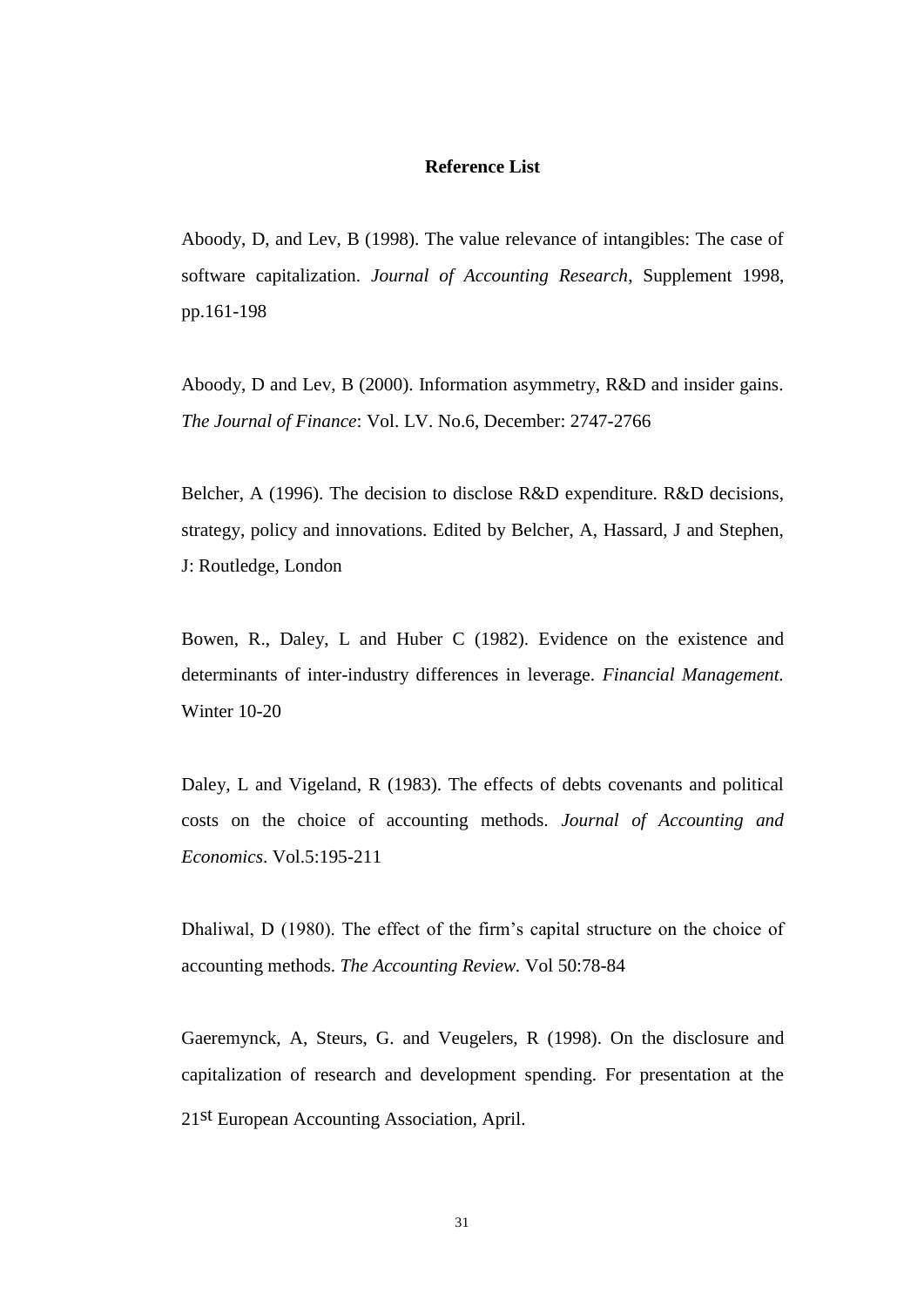**Reference List**

Aboody, D, and Lev, B (1998). The value relevance of intangibles: The case of software capitalization. *Journal of Accounting Research*, Supplement 1998, pp.161-198

Aboody, D and Lev, B (2000). Information asymmetry, R&D and insider gains. *The Journal of Finance*: Vol. LV. No.6, December: 2747-2766

Belcher, A (1996). The decision to disclose R&D expenditure. R&D decisions, strategy, policy and innovations. Edited by Belcher, A, Hassard, J and Stephen, J: Routledge, London

Bowen, R., Daley, L and Huber C (1982). Evidence on the existence and determinants of inter-industry differences in leverage. *Financial Management.* Winter 10-20

Daley, L and Vigeland, R (1983). The effects of debts covenants and political costs on the choice of accounting methods. *Journal of Accounting and Economics*. Vol.5:195-211

Dhaliwal, D (1980). The effect of the firm's capital structure on the choice of accounting methods. *The Accounting Review.* Vol 50:78-84

Gaeremynck, A, Steurs, G. and Veugelers, R (1998). On the disclosure and capitalization of research and development spending. For presentation at the 21st European Accounting Association, April.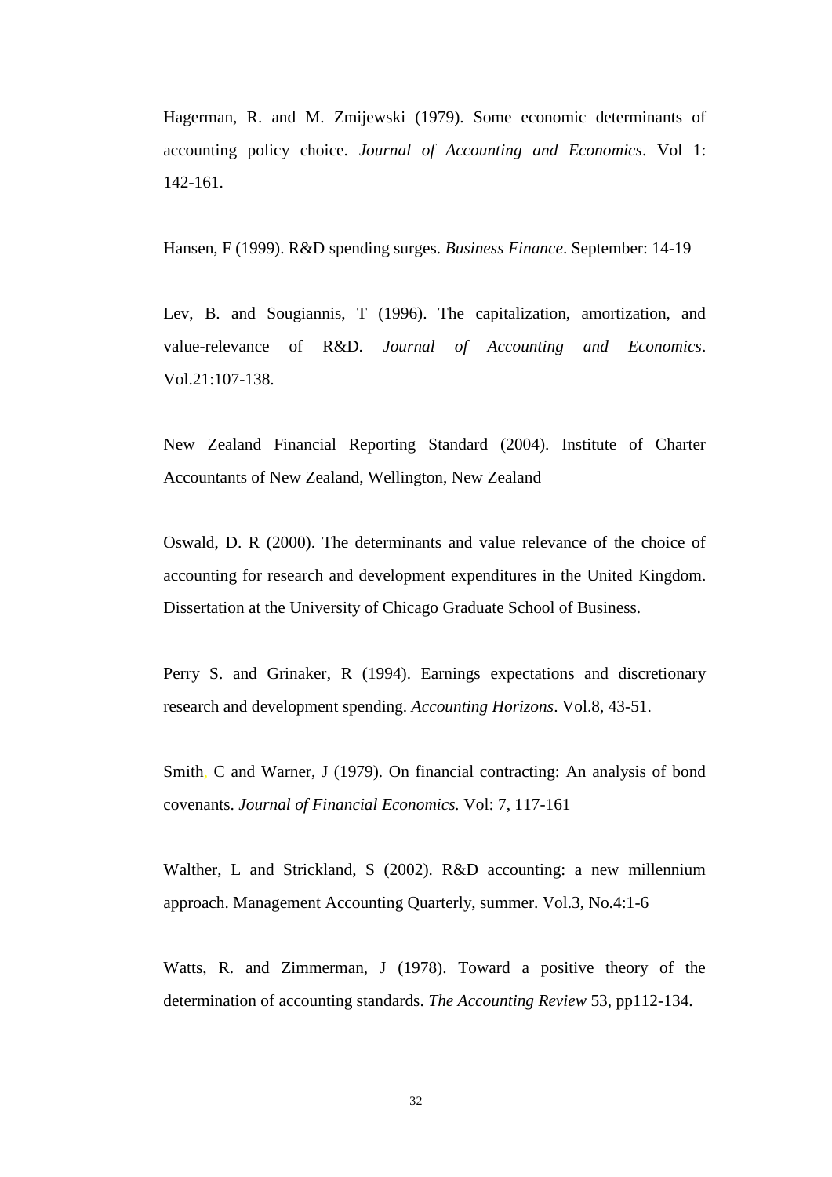Hagerman, R. and M. Zmijewski (1979). Some economic determinants of accounting policy choice. *Journal of Accounting and Economics*. Vol 1: 142-161.

Hansen, F (1999). R&D spending surges. *Business Finance*. September: 14-19

Lev, B. and Sougiannis, T (1996). The capitalization, amortization, and value-relevance of R&D. *Journal of Accounting and Economics*. Vol.21:107-138.

New Zealand Financial Reporting Standard (2004). Institute of Charter Accountants of New Zealand, Wellington, New Zealand

Oswald, D. R (2000). The determinants and value relevance of the choice of accounting for research and development expenditures in the United Kingdom. Dissertation at the University of Chicago Graduate School of Business.

Perry S. and Grinaker, R (1994). Earnings expectations and discretionary research and development spending. *Accounting Horizons*. Vol.8, 43-51.

Smith, C and Warner, J (1979). On financial contracting: An analysis of bond covenants. *Journal of Financial Economics.* Vol: 7, 117-161

Walther, L and Strickland, S (2002). R&D accounting: a new millennium approach. Management Accounting Quarterly, summer. Vol.3, No.4:1-6

Watts, R. and Zimmerman, J (1978). Toward a positive theory of the determination of accounting standards. *The Accounting Review* 53, pp112-134.